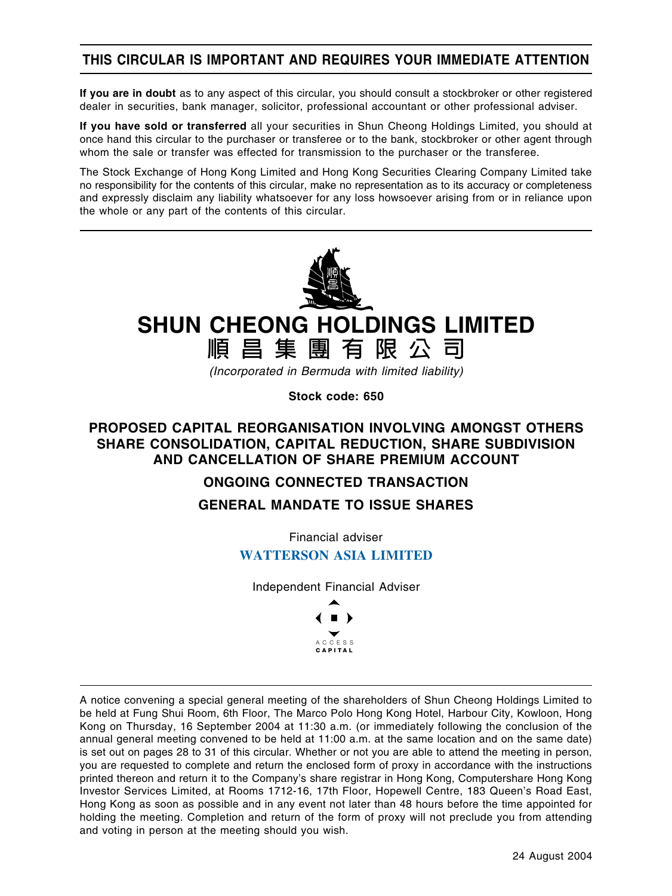# THIS CIRCULAR IS IMPORTANT AND REQUIRES YOUR IMMEDIATE ATTENTION

**If you are in doubt** as to any aspect of this circular, you should consult a stockbroker or other registered dealer in securities, bank manager, solicitor, professional accountant or other professional adviser.

**If you have sold or transferred** all your securities in Shun Cheong Holdings Limited, you should at once hand this circular to the purchaser or transferee or to the bank, stockbroker or other agent through whom the sale or transfer was effected for transmission to the purchaser or the transferee.

The Stock Exchange of Hong Kong Limited and Hong Kong Securities Clearing Company Limited take no responsibility for the contents of this circular, make no representation as to its accuracy or completeness and expressly disclaim any liability whatsoever for any loss howsoever arising from or in reliance upon the whole or any part of the contents of this circular.

# SHUN CHEONG HOLDINGS LIMITED

# 順昌集團有限公司

*(Incorporated in Bermuda with limited liability)*

**Stock code: 650**

## PROPOSED CAPITAL REORGANISATION INVOLVING AMONGST OTHERS SHARE CONSOLIDATION, CAPITAL REDUCTION, SHARE SUBDIVISION AND CANCELLATION OF SHARE PREMIUM ACCOUNT

## ONGOING CONNECTED TRANSACTION

## GENERAL MANDATE TO ISSUE SHARES

Financial adviser

**WATTERSON ASIA LIMITED**

Independent Financial Adviser

ACCESS CAPITAL

A notice convening a special general meeting of the shareholders of Shun Cheong Holdings Limited to be held at Fung Shui Room, 6th Floor, The Marco Polo Hong Kong Hotel, Harbour City, Kowloon, Hong Kong on Thursday, 16 September 2004 at 11:30 a.m. (or immediately following the conclusion of the annual general meeting convened to be held at 11:00 a.m. at the same location and on the same date) is set out on pages 28 to 31 of this circular. Whether or not you are able to attend the meeting in person, you are requested to complete and return the enclosed form of proxy in accordance with the instructions printed thereon and return it to the Company's share registrar in Hong Kong, Computershare Hong Kong Investor Services Limited, at Rooms 1712-16, 17th Floor, Hopewell Centre, 183 Queen's Road East, Hong Kong as soon as possible and in any event not later than 48 hours before the time appointed for holding the meeting. Completion and return of the form of proxy will not preclude you from attending and voting in person at the meeting should you wish.

24 August 2004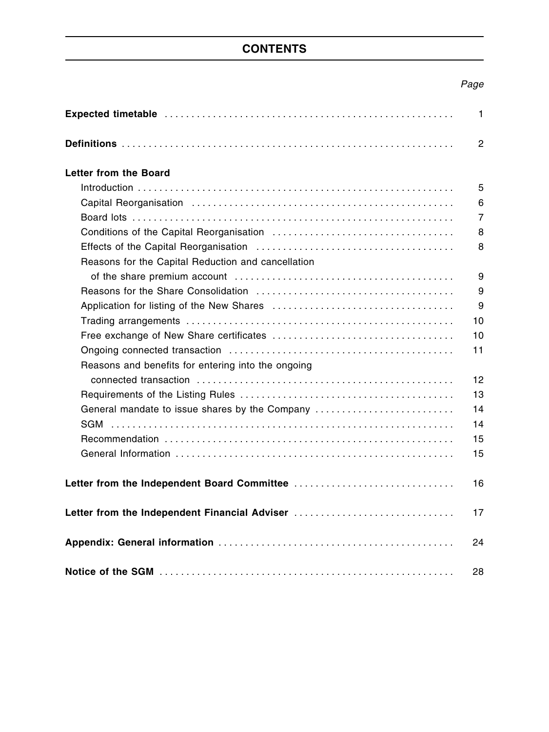# CONTENTS

| | Page |
|---|---|
| **Expected timetable** | 1 |
| **Definitions** | 2 |
| **Letter from the Board** | |
| Introduction | 5 |
| Capital Reorganisation | 6 |
| Board lots | 7 |
| Conditions of the Capital Reorganisation | 8 |
| Effects of the Capital Reorganisation | 8 |
| Reasons for the Capital Reduction and cancellation of the share premium account | 9 |
| Reasons for the Share Consolidation | 9 |
| Application for listing of the New Shares | 9 |
| Trading arrangements | 10 |
| Free exchange of New Share certificates | 10 |
| Ongoing connected transaction | 11 |
| Reasons and benefits for entering into the ongoing connected transaction | 12 |
| Requirements of the Listing Rules | 13 |
| General mandate to issue shares by the Company | 14 |
| SGM | 14 |
| Recommendation | 15 |
| General Information | 15 |
| **Letter from the Independent Board Committee** | 16 |
| **Letter from the Independent Financial Adviser** | 17 |
| **Appendix: General information** | 24 |
| **Notice of the SGM** | 28 |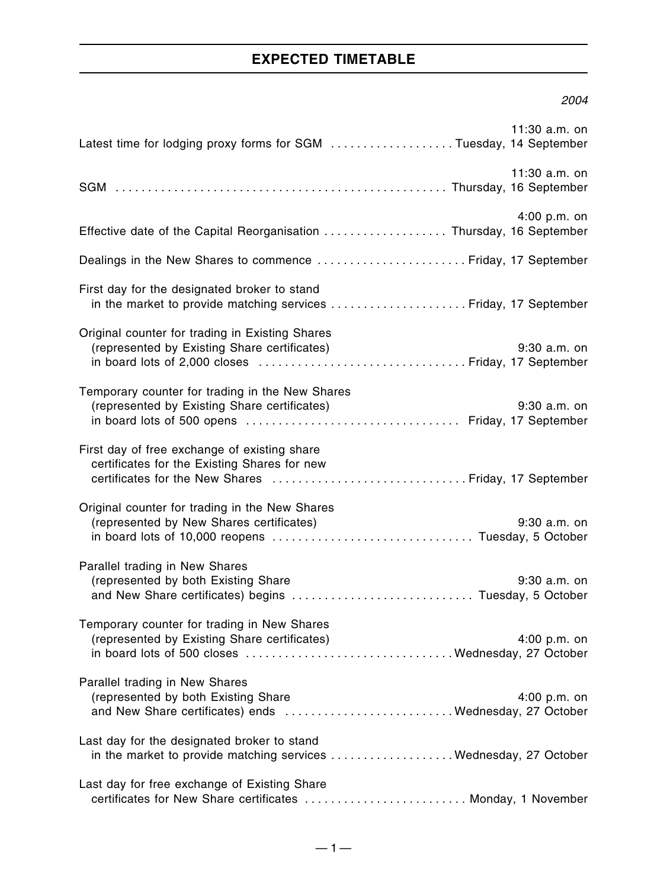# EXPECTED TIMETABLE

| | *2004* |
|---|---|
| Latest time for lodging proxy forms for SGM | 11:30 a.m. on Tuesday, 14 September |
| SGM | 11:30 a.m. on Thursday, 16 September |
| Effective date of the Capital Reorganisation | 4:00 p.m. on Thursday, 16 September |
| Dealings in the New Shares to commence | Friday, 17 September |
| First day for the designated broker to stand in the market to provide matching services | Friday, 17 September |
| Original counter for trading in Existing Shares (represented by Existing Share certificates) in board lots of 2,000 closes | 9:30 a.m. on Friday, 17 September |
| Temporary counter for trading in the New Shares (represented by Existing Share certificates) in board lots of 500 opens | 9:30 a.m. on Friday, 17 September |
| First day of free exchange of existing share certificates for the Existing Shares for new certificates for the New Shares | Friday, 17 September |
| Original counter for trading in the New Shares (represented by New Shares certificates) in board lots of 10,000 reopens | 9:30 a.m. on Tuesday, 5 October |
| Parallel trading in New Shares (represented by both Existing Share and New Share certificates) begins | 9:30 a.m. on Tuesday, 5 October |
| Temporary counter for trading in New Shares (represented by Existing Share certificates) in board lots of 500 closes | 4:00 p.m. on Wednesday, 27 October |
| Parallel trading in New Shares (represented by both Existing Share and New Share certificates) ends | 4:00 p.m. on Wednesday, 27 October |
| Last day for the designated broker to stand in the market to provide matching services | Wednesday, 27 October |
| Last day for free exchange of Existing Share certificates for New Share certificates | Monday, 1 November |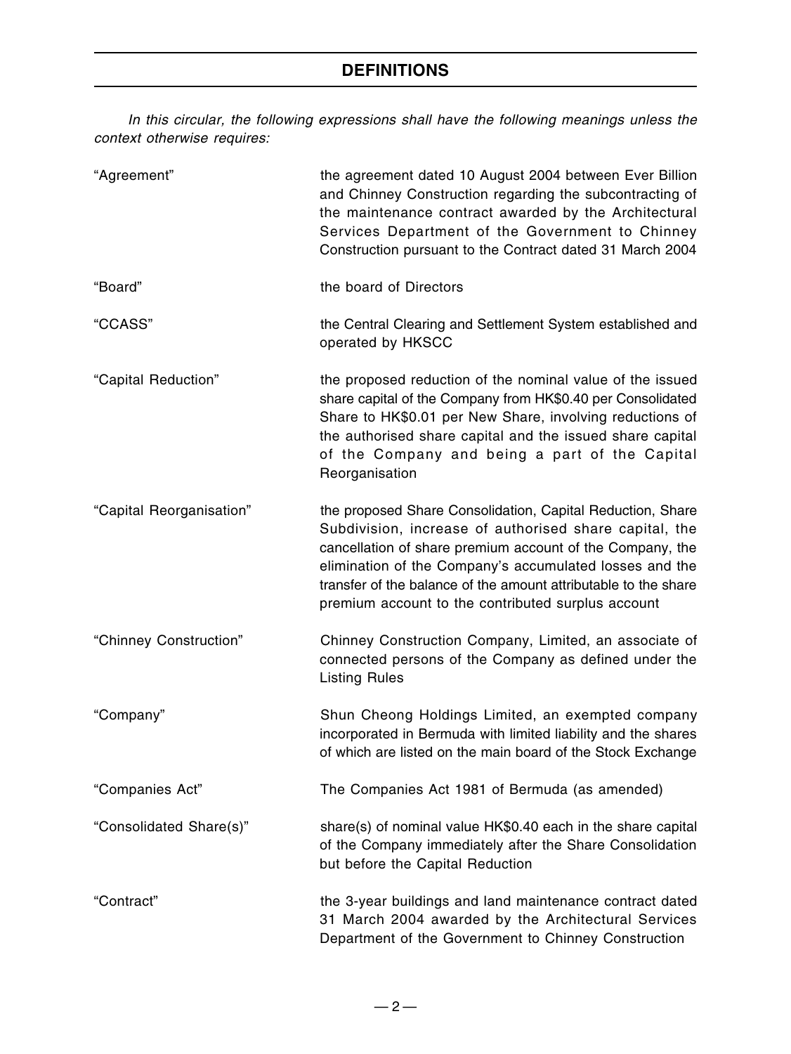## DEFINITIONS

*In this circular, the following expressions shall have the following meanings unless the context otherwise requires:*

| | |
|---|---|
| "Agreement" | the agreement dated 10 August 2004 between Ever Billion and Chinney Construction regarding the subcontracting of the maintenance contract awarded by the Architectural Services Department of the Government to Chinney Construction pursuant to the Contract dated 31 March 2004 |
| "Board" | the board of Directors |
| "CCASS" | the Central Clearing and Settlement System established and operated by HKSCC |
| "Capital Reduction" | the proposed reduction of the nominal value of the issued share capital of the Company from HK$0.40 per Consolidated Share to HK$0.01 per New Share, involving reductions of the authorised share capital and the issued share capital of the Company and being a part of the Capital Reorganisation |
| "Capital Reorganisation" | the proposed Share Consolidation, Capital Reduction, Share Subdivision, increase of authorised share capital, the cancellation of share premium account of the Company, the elimination of the Company's accumulated losses and the transfer of the balance of the amount attributable to the share premium account to the contributed surplus account |
| "Chinney Construction" | Chinney Construction Company, Limited, an associate of connected persons of the Company as defined under the Listing Rules |
| "Company" | Shun Cheong Holdings Limited, an exempted company incorporated in Bermuda with limited liability and the shares of which are listed on the main board of the Stock Exchange |
| "Companies Act" | The Companies Act 1981 of Bermuda (as amended) |
| "Consolidated Share(s)" | share(s) of nominal value HK$0.40 each in the share capital of the Company immediately after the Share Consolidation but before the Capital Reduction |
| "Contract" | the 3-year buildings and land maintenance contract dated 31 March 2004 awarded by the Architectural Services Department of the Government to Chinney Construction |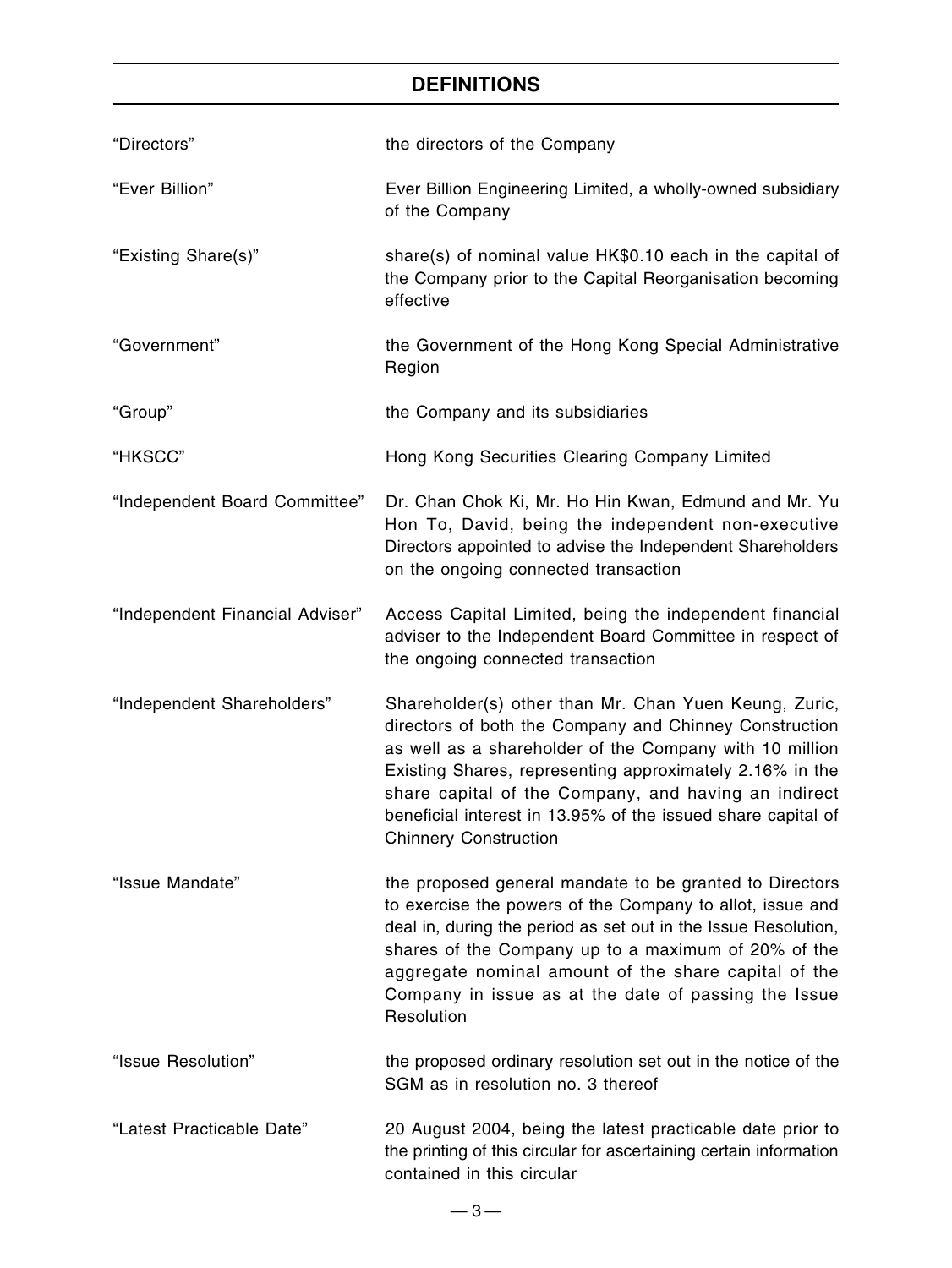## DEFINITIONS

| | |
|---|---|
| "Directors" | the directors of the Company |
| "Ever Billion" | Ever Billion Engineering Limited, a wholly-owned subsidiary of the Company |
| "Existing Share(s)" | share(s) of nominal value HK$0.10 each in the capital of the Company prior to the Capital Reorganisation becoming effective |
| "Government" | the Government of the Hong Kong Special Administrative Region |
| "Group" | the Company and its subsidiaries |
| "HKSCC" | Hong Kong Securities Clearing Company Limited |
| "Independent Board Committee" | Dr. Chan Chok Ki, Mr. Ho Hin Kwan, Edmund and Mr. Yu Hon To, David, being the independent non-executive Directors appointed to advise the Independent Shareholders on the ongoing connected transaction |
| "Independent Financial Adviser" | Access Capital Limited, being the independent financial adviser to the Independent Board Committee in respect of the ongoing connected transaction |
| "Independent Shareholders" | Shareholder(s) other than Mr. Chan Yuen Keung, Zuric, directors of both the Company and Chinney Construction as well as a shareholder of the Company with 10 million Existing Shares, representing approximately 2.16% in the share capital of the Company, and having an indirect beneficial interest in 13.95% of the issued share capital of Chinnery Construction |
| "Issue Mandate" | the proposed general mandate to be granted to Directors to exercise the powers of the Company to allot, issue and deal in, during the period as set out in the Issue Resolution, shares of the Company up to a maximum of 20% of the aggregate nominal amount of the share capital of the Company in issue as at the date of passing the Issue Resolution |
| "Issue Resolution" | the proposed ordinary resolution set out in the notice of the SGM as in resolution no. 3 thereof |
| "Latest Practicable Date" | 20 August 2004, being the latest practicable date prior to the printing of this circular for ascertaining certain information contained in this circular |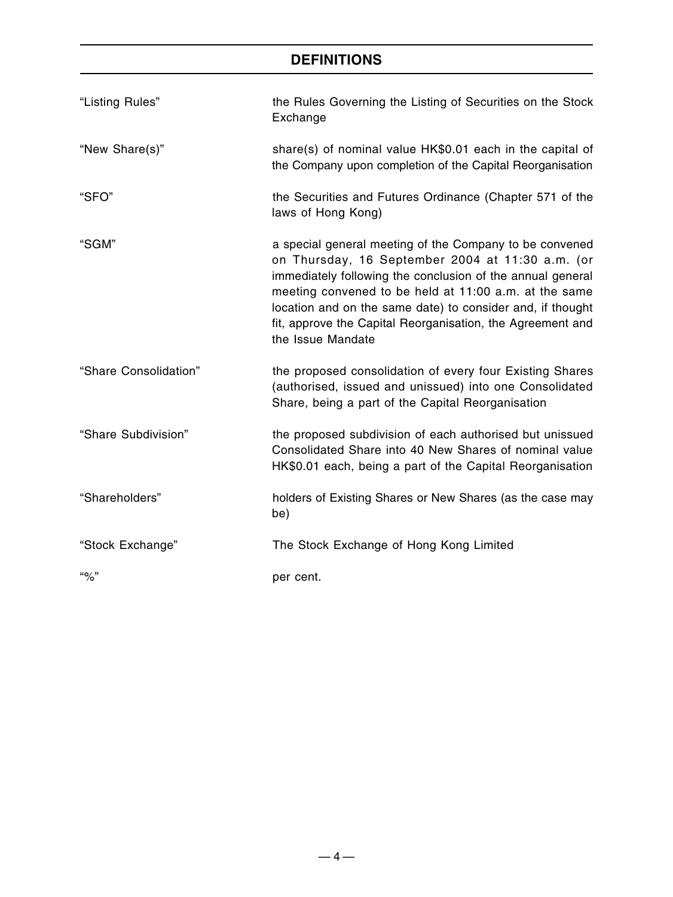# DEFINITIONS

| | |
|---|---|
| "Listing Rules" | the Rules Governing the Listing of Securities on the Stock Exchange |
| "New Share(s)" | share(s) of nominal value HK$0.01 each in the capital of the Company upon completion of the Capital Reorganisation |
| "SFO" | the Securities and Futures Ordinance (Chapter 571 of the laws of Hong Kong) |
| "SGM" | a special general meeting of the Company to be convened on Thursday, 16 September 2004 at 11:30 a.m. (or immediately following the conclusion of the annual general meeting convened to be held at 11:00 a.m. at the same location and on the same date) to consider and, if thought fit, approve the Capital Reorganisation, the Agreement and the Issue Mandate |
| "Share Consolidation" | the proposed consolidation of every four Existing Shares (authorised, issued and unissued) into one Consolidated Share, being a part of the Capital Reorganisation |
| "Share Subdivision" | the proposed subdivision of each authorised but unissued Consolidated Share into 40 New Shares of nominal value HK$0.01 each, being a part of the Capital Reorganisation |
| "Shareholders" | holders of Existing Shares or New Shares (as the case may be) |
| "Stock Exchange" | The Stock Exchange of Hong Kong Limited |
| "%" | per cent. |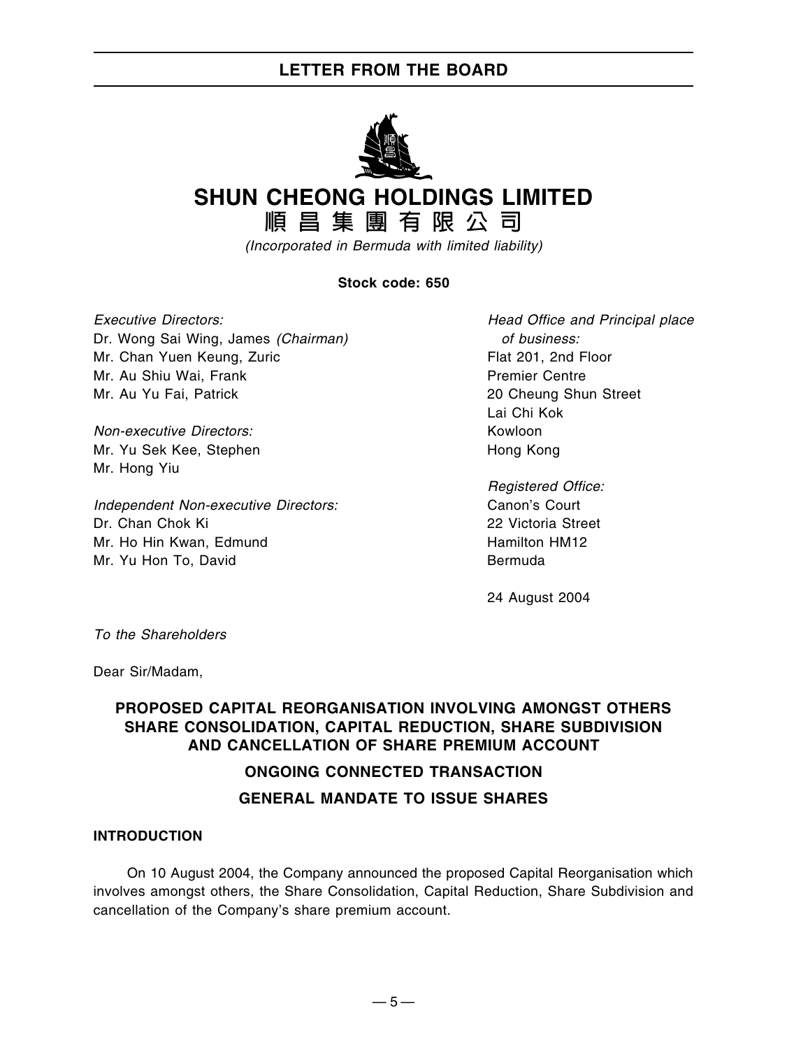# SHUN CHEONG HOLDINGS LIMITED

# 順昌集團有限公司

*(Incorporated in Bermuda with limited liability)*

**Stock code: 650**

*Executive Directors:*
Dr. Wong Sai Wing, James *(Chairman)*
Mr. Chan Yuen Keung, Zuric
Mr. Au Shiu Wai, Frank
Mr. Au Yu Fai, Patrick

*Non-executive Directors:*
Mr. Yu Sek Kee, Stephen
Mr. Hong Yiu

*Independent Non-executive Directors:*
Dr. Chan Chok Ki
Mr. Ho Hin Kwan, Edmund
Mr. Yu Hon To, David

*Head Office and Principal place of business:*
Flat 201, 2nd Floor
Premier Centre
20 Cheung Shun Street
Lai Chi Kok
Kowloon
Hong Kong

*Registered Office:*
Canon's Court
22 Victoria Street
Hamilton HM12
Bermuda

24 August 2004

*To the Shareholders*

Dear Sir/Madam,

## PROPOSED CAPITAL REORGANISATION INVOLVING AMONGST OTHERS SHARE CONSOLIDATION, CAPITAL REDUCTION, SHARE SUBDIVISION AND CANCELLATION OF SHARE PREMIUM ACCOUNT

## ONGOING CONNECTED TRANSACTION

## GENERAL MANDATE TO ISSUE SHARES

### INTRODUCTION

On 10 August 2004, the Company announced the proposed Capital Reorganisation which involves amongst others, the Share Consolidation, Capital Reduction, Share Subdivision and cancellation of the Company's share premium account.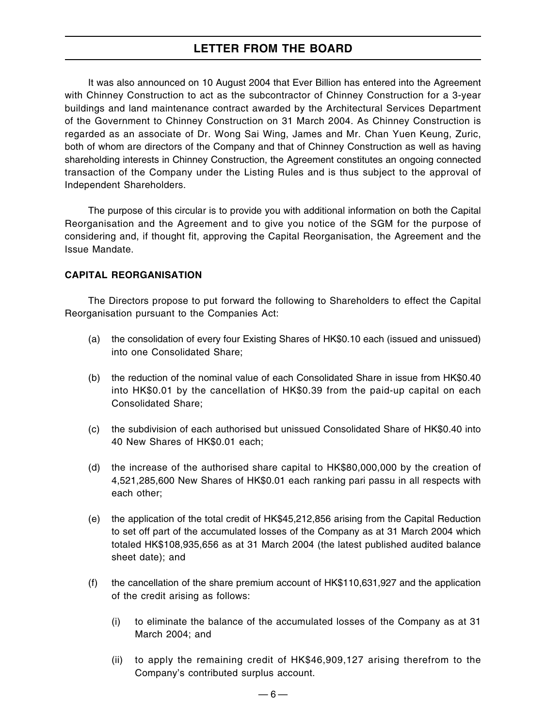It was also announced on 10 August 2004 that Ever Billion has entered into the Agreement with Chinney Construction to act as the subcontractor of Chinney Construction for a 3-year buildings and land maintenance contract awarded by the Architectural Services Department of the Government to Chinney Construction on 31 March 2004. As Chinney Construction is regarded as an associate of Dr. Wong Sai Wing, James and Mr. Chan Yuen Keung, Zuric, both of whom are directors of the Company and that of Chinney Construction as well as having shareholding interests in Chinney Construction, the Agreement constitutes an ongoing connected transaction of the Company under the Listing Rules and is thus subject to the approval of Independent Shareholders.

The purpose of this circular is to provide you with additional information on both the Capital Reorganisation and the Agreement and to give you notice of the SGM for the purpose of considering and, if thought fit, approving the Capital Reorganisation, the Agreement and the Issue Mandate.

**CAPITAL REORGANISATION**

The Directors propose to put forward the following to Shareholders to effect the Capital Reorganisation pursuant to the Companies Act:

(a) the consolidation of every four Existing Shares of HK$0.10 each (issued and unissued) into one Consolidated Share;

(b) the reduction of the nominal value of each Consolidated Share in issue from HK$0.40 into HK$0.01 by the cancellation of HK$0.39 from the paid-up capital on each Consolidated Share;

(c) the subdivision of each authorised but unissued Consolidated Share of HK$0.40 into 40 New Shares of HK$0.01 each;

(d) the increase of the authorised share capital to HK$80,000,000 by the creation of 4,521,285,600 New Shares of HK$0.01 each ranking pari passu in all respects with each other;

(e) the application of the total credit of HK$45,212,856 arising from the Capital Reduction to set off part of the accumulated losses of the Company as at 31 March 2004 which totaled HK$108,935,656 as at 31 March 2004 (the latest published audited balance sheet date); and

(f) the cancellation of the share premium account of HK$110,631,927 and the application of the credit arising as follows:

   (i) to eliminate the balance of the accumulated losses of the Company as at 31 March 2004; and

   (ii) to apply the remaining credit of HK$46,909,127 arising therefrom to the Company's contributed surplus account.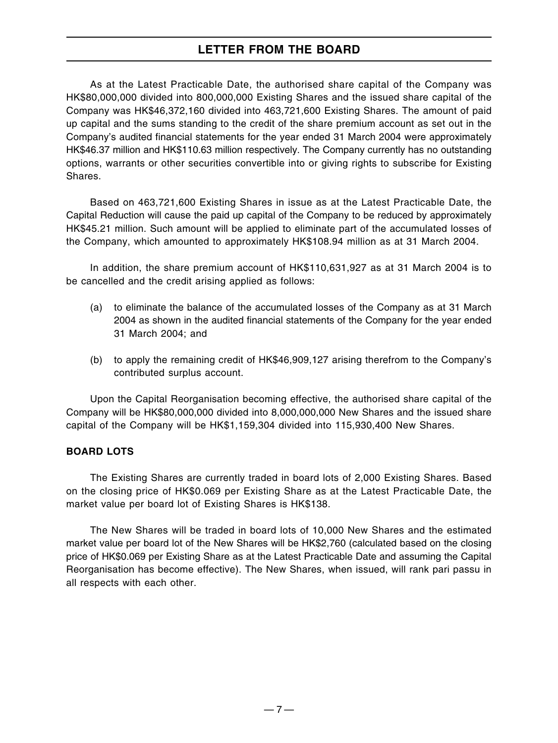## LETTER FROM THE BOARD

As at the Latest Practicable Date, the authorised share capital of the Company was HK$80,000,000 divided into 800,000,000 Existing Shares and the issued share capital of the Company was HK$46,372,160 divided into 463,721,600 Existing Shares. The amount of paid up capital and the sums standing to the credit of the share premium account as set out in the Company's audited financial statements for the year ended 31 March 2004 were approximately HK$46.37 million and HK$110.63 million respectively. The Company currently has no outstanding options, warrants or other securities convertible into or giving rights to subscribe for Existing Shares.

Based on 463,721,600 Existing Shares in issue as at the Latest Practicable Date, the Capital Reduction will cause the paid up capital of the Company to be reduced by approximately HK$45.21 million. Such amount will be applied to eliminate part of the accumulated losses of the Company, which amounted to approximately HK$108.94 million as at 31 March 2004.

In addition, the share premium account of HK$110,631,927 as at 31 March 2004 is to be cancelled and the credit arising applied as follows:

(a) to eliminate the balance of the accumulated losses of the Company as at 31 March 2004 as shown in the audited financial statements of the Company for the year ended 31 March 2004; and

(b) to apply the remaining credit of HK$46,909,127 arising therefrom to the Company's contributed surplus account.

Upon the Capital Reorganisation becoming effective, the authorised share capital of the Company will be HK$80,000,000 divided into 8,000,000,000 New Shares and the issued share capital of the Company will be HK$1,159,304 divided into 115,930,400 New Shares.

**BOARD LOTS**

The Existing Shares are currently traded in board lots of 2,000 Existing Shares. Based on the closing price of HK$0.069 per Existing Share as at the Latest Practicable Date, the market value per board lot of Existing Shares is HK$138.

The New Shares will be traded in board lots of 10,000 New Shares and the estimated market value per board lot of the New Shares will be HK$2,760 (calculated based on the closing price of HK$0.069 per Existing Share as at the Latest Practicable Date and assuming the Capital Reorganisation has become effective). The New Shares, when issued, will rank pari passu in all respects with each other.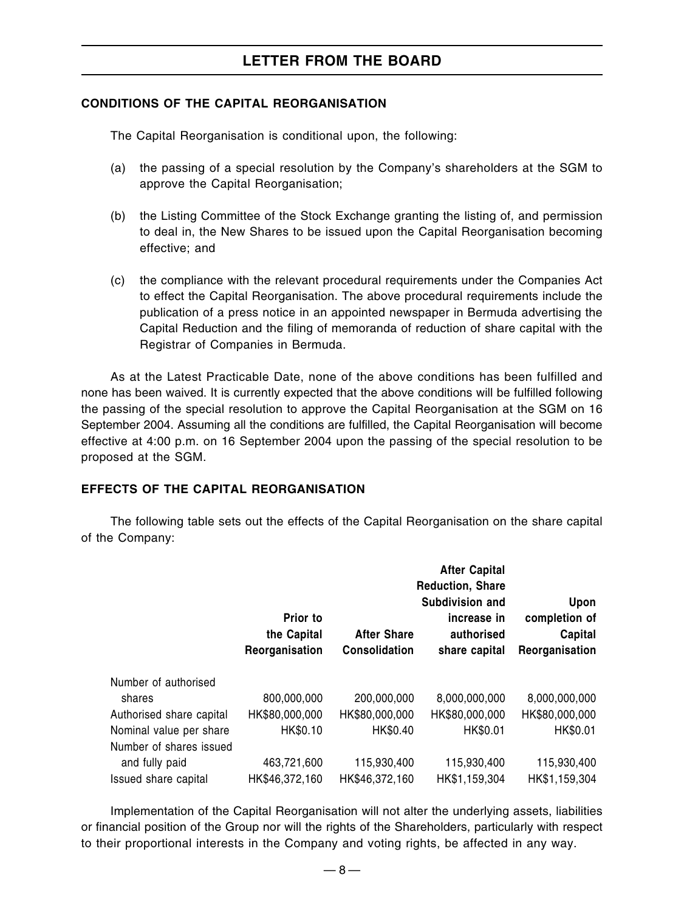## CONDITIONS OF THE CAPITAL REORGANISATION

The Capital Reorganisation is conditional upon, the following:

(a) the passing of a special resolution by the Company's shareholders at the SGM to approve the Capital Reorganisation;

(b) the Listing Committee of the Stock Exchange granting the listing of, and permission to deal in, the New Shares to be issued upon the Capital Reorganisation becoming effective; and

(c) the compliance with the relevant procedural requirements under the Companies Act to effect the Capital Reorganisation. The above procedural requirements include the publication of a press notice in an appointed newspaper in Bermuda advertising the Capital Reduction and the filing of memoranda of reduction of share capital with the Registrar of Companies in Bermuda.

As at the Latest Practicable Date, none of the above conditions has been fulfilled and none has been waived. It is currently expected that the above conditions will be fulfilled following the passing of the special resolution to approve the Capital Reorganisation at the SGM on 16 September 2004. Assuming all the conditions are fulfilled, the Capital Reorganisation will become effective at 4:00 p.m. on 16 September 2004 upon the passing of the special resolution to be proposed at the SGM.

## EFFECTS OF THE CAPITAL REORGANISATION

The following table sets out the effects of the Capital Reorganisation on the share capital of the Company:

| | Prior to the Capital Reorganisation | After Share Consolidation | After Capital Reduction, Share Subdivision and increase in authorised share capital | Upon completion of Capital Reorganisation |
|---|---|---|---|---|
| Number of authorised shares | 800,000,000 | 200,000,000 | 8,000,000,000 | 8,000,000,000 |
| Authorised share capital | HK$80,000,000 | HK$80,000,000 | HK$80,000,000 | HK$80,000,000 |
| Nominal value per share | HK$0.10 | HK$0.40 | HK$0.01 | HK$0.01 |
| Number of shares issued and fully paid | 463,721,600 | 115,930,400 | 115,930,400 | 115,930,400 |
| Issued share capital | HK$46,372,160 | HK$46,372,160 | HK$1,159,304 | HK$1,159,304 |

Implementation of the Capital Reorganisation will not alter the underlying assets, liabilities or financial position of the Group nor will the rights of the Shareholders, particularly with respect to their proportional interests in the Company and voting rights, be affected in any way.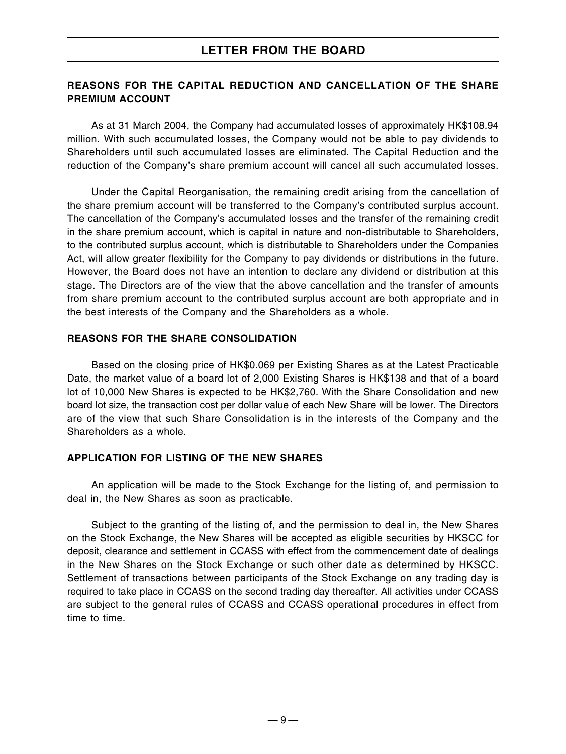## REASONS FOR THE CAPITAL REDUCTION AND CANCELLATION OF THE SHARE PREMIUM ACCOUNT

As at 31 March 2004, the Company had accumulated losses of approximately HK$108.94 million. With such accumulated losses, the Company would not be able to pay dividends to Shareholders until such accumulated losses are eliminated. The Capital Reduction and the reduction of the Company's share premium account will cancel all such accumulated losses.

Under the Capital Reorganisation, the remaining credit arising from the cancellation of the share premium account will be transferred to the Company's contributed surplus account. The cancellation of the Company's accumulated losses and the transfer of the remaining credit in the share premium account, which is capital in nature and non-distributable to Shareholders, to the contributed surplus account, which is distributable to Shareholders under the Companies Act, will allow greater flexibility for the Company to pay dividends or distributions in the future. However, the Board does not have an intention to declare any dividend or distribution at this stage. The Directors are of the view that the above cancellation and the transfer of amounts from share premium account to the contributed surplus account are both appropriate and in the best interests of the Company and the Shareholders as a whole.

## REASONS FOR THE SHARE CONSOLIDATION

Based on the closing price of HK$0.069 per Existing Shares as at the Latest Practicable Date, the market value of a board lot of 2,000 Existing Shares is HK$138 and that of a board lot of 10,000 New Shares is expected to be HK$2,760. With the Share Consolidation and new board lot size, the transaction cost per dollar value of each New Share will be lower. The Directors are of the view that such Share Consolidation is in the interests of the Company and the Shareholders as a whole.

## APPLICATION FOR LISTING OF THE NEW SHARES

An application will be made to the Stock Exchange for the listing of, and permission to deal in, the New Shares as soon as practicable.

Subject to the granting of the listing of, and the permission to deal in, the New Shares on the Stock Exchange, the New Shares will be accepted as eligible securities by HKSCC for deposit, clearance and settlement in CCASS with effect from the commencement date of dealings in the New Shares on the Stock Exchange or such other date as determined by HKSCC. Settlement of transactions between participants of the Stock Exchange on any trading day is required to take place in CCASS on the second trading day thereafter. All activities under CCASS are subject to the general rules of CCASS and CCASS operational procedures in effect from time to time.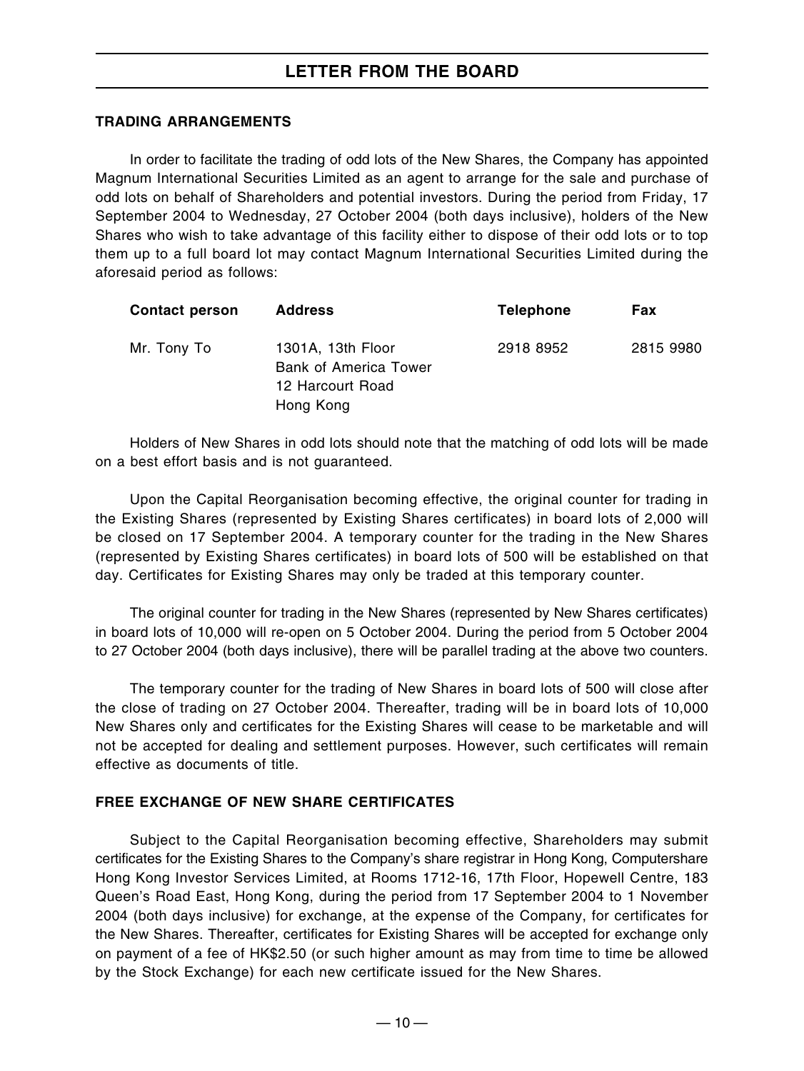## TRADING ARRANGEMENTS

In order to facilitate the trading of odd lots of the New Shares, the Company has appointed Magnum International Securities Limited as an agent to arrange for the sale and purchase of odd lots on behalf of Shareholders and potential investors. During the period from Friday, 17 September 2004 to Wednesday, 27 October 2004 (both days inclusive), holders of the New Shares who wish to take advantage of this facility either to dispose of their odd lots or to top them up to a full board lot may contact Magnum International Securities Limited during the aforesaid period as follows:

| Contact person | Address | Telephone | Fax |
|---|---|---|---|
| Mr. Tony To | 1301A, 13th Floor<br>Bank of America Tower<br>12 Harcourt Road<br>Hong Kong | 2918 8952 | 2815 9980 |

Holders of New Shares in odd lots should note that the matching of odd lots will be made on a best effort basis and is not guaranteed.

Upon the Capital Reorganisation becoming effective, the original counter for trading in the Existing Shares (represented by Existing Shares certificates) in board lots of 2,000 will be closed on 17 September 2004. A temporary counter for the trading in the New Shares (represented by Existing Shares certificates) in board lots of 500 will be established on that day. Certificates for Existing Shares may only be traded at this temporary counter.

The original counter for trading in the New Shares (represented by New Shares certificates) in board lots of 10,000 will re-open on 5 October 2004. During the period from 5 October 2004 to 27 October 2004 (both days inclusive), there will be parallel trading at the above two counters.

The temporary counter for the trading of New Shares in board lots of 500 will close after the close of trading on 27 October 2004. Thereafter, trading will be in board lots of 10,000 New Shares only and certificates for the Existing Shares will cease to be marketable and will not be accepted for dealing and settlement purposes. However, such certificates will remain effective as documents of title.

## FREE EXCHANGE OF NEW SHARE CERTIFICATES

Subject to the Capital Reorganisation becoming effective, Shareholders may submit certificates for the Existing Shares to the Company's share registrar in Hong Kong, Computershare Hong Kong Investor Services Limited, at Rooms 1712-16, 17th Floor, Hopewell Centre, 183 Queen's Road East, Hong Kong, during the period from 17 September 2004 to 1 November 2004 (both days inclusive) for exchange, at the expense of the Company, for certificates for the New Shares. Thereafter, certificates for Existing Shares will be accepted for exchange only on payment of a fee of HK$2.50 (or such higher amount as may from time to time be allowed by the Stock Exchange) for each new certificate issued for the New Shares.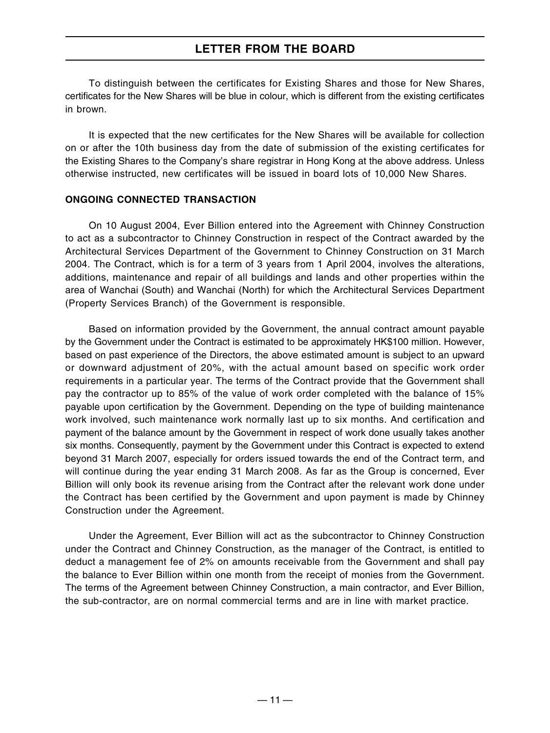# LETTER FROM THE BOARD

To distinguish between the certificates for Existing Shares and those for New Shares, certificates for the New Shares will be blue in colour, which is different from the existing certificates in brown.

It is expected that the new certificates for the New Shares will be available for collection on or after the 10th business day from the date of submission of the existing certificates for the Existing Shares to the Company's share registrar in Hong Kong at the above address. Unless otherwise instructed, new certificates will be issued in board lots of 10,000 New Shares.

## ONGOING CONNECTED TRANSACTION

On 10 August 2004, Ever Billion entered into the Agreement with Chinney Construction to act as a subcontractor to Chinney Construction in respect of the Contract awarded by the Architectural Services Department of the Government to Chinney Construction on 31 March 2004. The Contract, which is for a term of 3 years from 1 April 2004, involves the alterations, additions, maintenance and repair of all buildings and lands and other properties within the area of Wanchai (South) and Wanchai (North) for which the Architectural Services Department (Property Services Branch) of the Government is responsible.

Based on information provided by the Government, the annual contract amount payable by the Government under the Contract is estimated to be approximately HK$100 million. However, based on past experience of the Directors, the above estimated amount is subject to an upward or downward adjustment of 20%, with the actual amount based on specific work order requirements in a particular year. The terms of the Contract provide that the Government shall pay the contractor up to 85% of the value of work order completed with the balance of 15% payable upon certification by the Government. Depending on the type of building maintenance work involved, such maintenance work normally last up to six months. And certification and payment of the balance amount by the Government in respect of work done usually takes another six months. Consequently, payment by the Government under this Contract is expected to extend beyond 31 March 2007, especially for orders issued towards the end of the Contract term, and will continue during the year ending 31 March 2008. As far as the Group is concerned, Ever Billion will only book its revenue arising from the Contract after the relevant work done under the Contract has been certified by the Government and upon payment is made by Chinney Construction under the Agreement.

Under the Agreement, Ever Billion will act as the subcontractor to Chinney Construction under the Contract and Chinney Construction, as the manager of the Contract, is entitled to deduct a management fee of 2% on amounts receivable from the Government and shall pay the balance to Ever Billion within one month from the receipt of monies from the Government. The terms of the Agreement between Chinney Construction, a main contractor, and Ever Billion, the sub-contractor, are on normal commercial terms and are in line with market practice.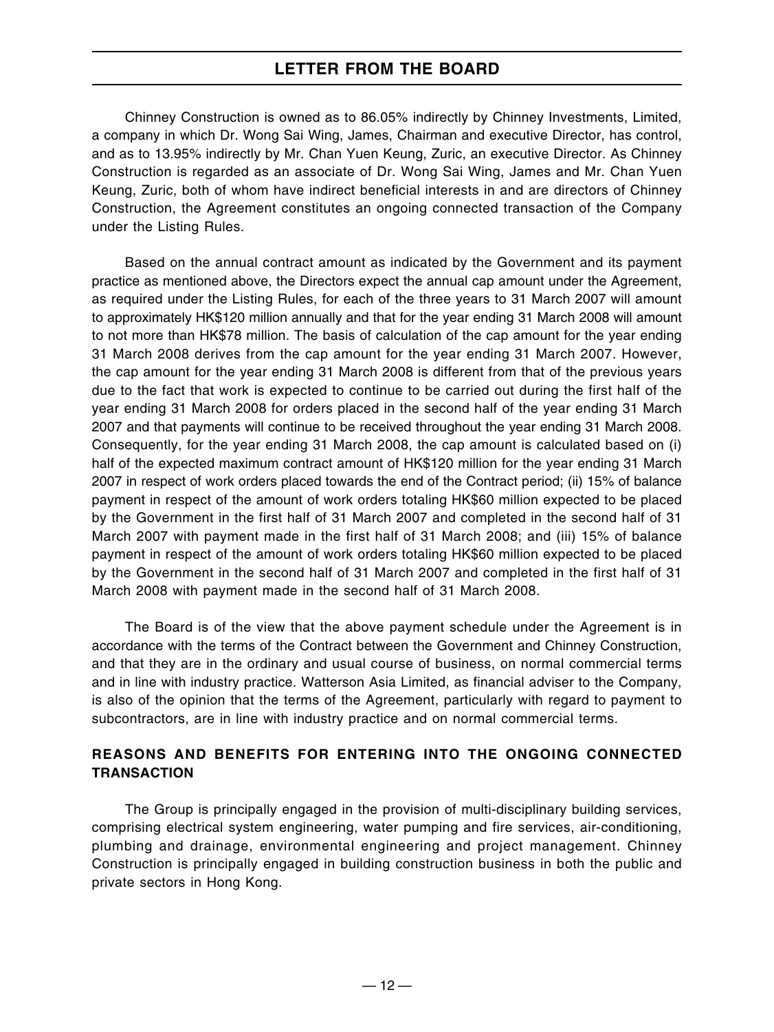Chinney Construction is owned as to 86.05% indirectly by Chinney Investments, Limited, a company in which Dr. Wong Sai Wing, James, Chairman and executive Director, has control, and as to 13.95% indirectly by Mr. Chan Yuen Keung, Zuric, an executive Director. As Chinney Construction is regarded as an associate of Dr. Wong Sai Wing, James and Mr. Chan Yuen Keung, Zuric, both of whom have indirect beneficial interests in and are directors of Chinney Construction, the Agreement constitutes an ongoing connected transaction of the Company under the Listing Rules.

Based on the annual contract amount as indicated by the Government and its payment practice as mentioned above, the Directors expect the annual cap amount under the Agreement, as required under the Listing Rules, for each of the three years to 31 March 2007 will amount to approximately HK$120 million annually and that for the year ending 31 March 2008 will amount to not more than HK$78 million. The basis of calculation of the cap amount for the year ending 31 March 2008 derives from the cap amount for the year ending 31 March 2007. However, the cap amount for the year ending 31 March 2008 is different from that of the previous years due to the fact that work is expected to continue to be carried out during the first half of the year ending 31 March 2008 for orders placed in the second half of the year ending 31 March 2007 and that payments will continue to be received throughout the year ending 31 March 2008. Consequently, for the year ending 31 March 2008, the cap amount is calculated based on (i) half of the expected maximum contract amount of HK$120 million for the year ending 31 March 2007 in respect of work orders placed towards the end of the Contract period; (ii) 15% of balance payment in respect of the amount of work orders totaling HK$60 million expected to be placed by the Government in the first half of 31 March 2007 and completed in the second half of 31 March 2007 with payment made in the first half of 31 March 2008; and (iii) 15% of balance payment in respect of the amount of work orders totaling HK$60 million expected to be placed by the Government in the second half of 31 March 2007 and completed in the first half of 31 March 2008 with payment made in the second half of 31 March 2008.

The Board is of the view that the above payment schedule under the Agreement is in accordance with the terms of the Contract between the Government and Chinney Construction, and that they are in the ordinary and usual course of business, on normal commercial terms and in line with industry practice. Watterson Asia Limited, as financial adviser to the Company, is also of the opinion that the terms of the Agreement, particularly with regard to payment to subcontractors, are in line with industry practice and on normal commercial terms.

## REASONS AND BENEFITS FOR ENTERING INTO THE ONGOING CONNECTED TRANSACTION

The Group is principally engaged in the provision of multi-disciplinary building services, comprising electrical system engineering, water pumping and fire services, air-conditioning, plumbing and drainage, environmental engineering and project management. Chinney Construction is principally engaged in building construction business in both the public and private sectors in Hong Kong.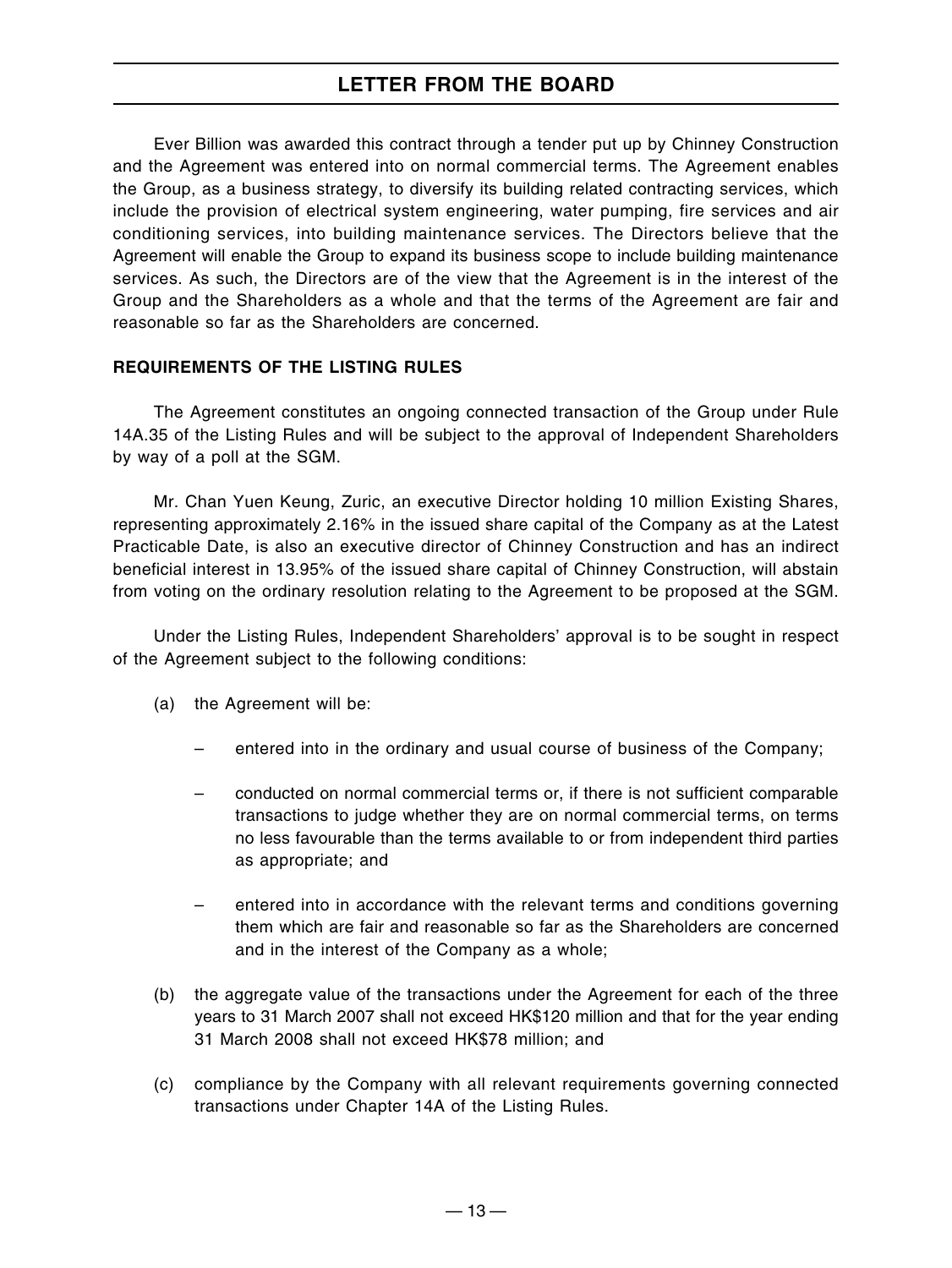Ever Billion was awarded this contract through a tender put up by Chinney Construction and the Agreement was entered into on normal commercial terms. The Agreement enables the Group, as a business strategy, to diversify its building related contracting services, which include the provision of electrical system engineering, water pumping, fire services and air conditioning services, into building maintenance services. The Directors believe that the Agreement will enable the Group to expand its business scope to include building maintenance services. As such, the Directors are of the view that the Agreement is in the interest of the Group and the Shareholders as a whole and that the terms of the Agreement are fair and reasonable so far as the Shareholders are concerned.

**REQUIREMENTS OF THE LISTING RULES**

The Agreement constitutes an ongoing connected transaction of the Group under Rule 14A.35 of the Listing Rules and will be subject to the approval of Independent Shareholders by way of a poll at the SGM.

Mr. Chan Yuen Keung, Zuric, an executive Director holding 10 million Existing Shares, representing approximately 2.16% in the issued share capital of the Company as at the Latest Practicable Date, is also an executive director of Chinney Construction and has an indirect beneficial interest in 13.95% of the issued share capital of Chinney Construction, will abstain from voting on the ordinary resolution relating to the Agreement to be proposed at the SGM.

Under the Listing Rules, Independent Shareholders' approval is to be sought in respect of the Agreement subject to the following conditions:

(a) the Agreement will be:

   – entered into in the ordinary and usual course of business of the Company;

   – conducted on normal commercial terms or, if there is not sufficient comparable transactions to judge whether they are on normal commercial terms, on terms no less favourable than the terms available to or from independent third parties as appropriate; and

   – entered into in accordance with the relevant terms and conditions governing them which are fair and reasonable so far as the Shareholders are concerned and in the interest of the Company as a whole;

(b) the aggregate value of the transactions under the Agreement for each of the three years to 31 March 2007 shall not exceed HK$120 million and that for the year ending 31 March 2008 shall not exceed HK$78 million; and

(c) compliance by the Company with all relevant requirements governing connected transactions under Chapter 14A of the Listing Rules.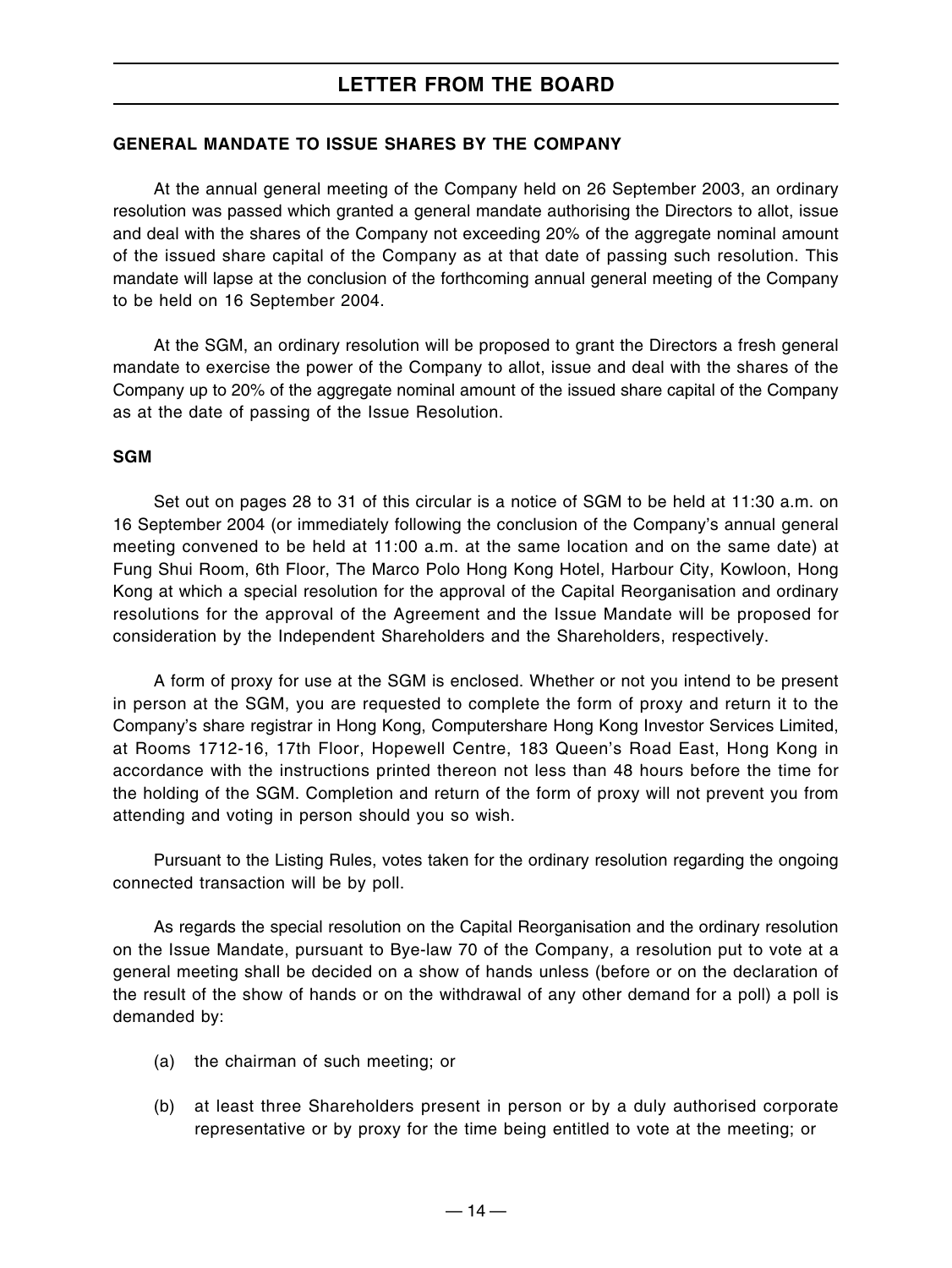**GENERAL MANDATE TO ISSUE SHARES BY THE COMPANY**

At the annual general meeting of the Company held on 26 September 2003, an ordinary resolution was passed which granted a general mandate authorising the Directors to allot, issue and deal with the shares of the Company not exceeding 20% of the aggregate nominal amount of the issued share capital of the Company as at that date of passing such resolution. This mandate will lapse at the conclusion of the forthcoming annual general meeting of the Company to be held on 16 September 2004.

At the SGM, an ordinary resolution will be proposed to grant the Directors a fresh general mandate to exercise the power of the Company to allot, issue and deal with the shares of the Company up to 20% of the aggregate nominal amount of the issued share capital of the Company as at the date of passing of the Issue Resolution.

**SGM**

Set out on pages 28 to 31 of this circular is a notice of SGM to be held at 11:30 a.m. on 16 September 2004 (or immediately following the conclusion of the Company's annual general meeting convened to be held at 11:00 a.m. at the same location and on the same date) at Fung Shui Room, 6th Floor, The Marco Polo Hong Kong Hotel, Harbour City, Kowloon, Hong Kong at which a special resolution for the approval of the Capital Reorganisation and ordinary resolutions for the approval of the Agreement and the Issue Mandate will be proposed for consideration by the Independent Shareholders and the Shareholders, respectively.

A form of proxy for use at the SGM is enclosed. Whether or not you intend to be present in person at the SGM, you are requested to complete the form of proxy and return it to the Company's share registrar in Hong Kong, Computershare Hong Kong Investor Services Limited, at Rooms 1712-16, 17th Floor, Hopewell Centre, 183 Queen's Road East, Hong Kong in accordance with the instructions printed thereon not less than 48 hours before the time for the holding of the SGM. Completion and return of the form of proxy will not prevent you from attending and voting in person should you so wish.

Pursuant to the Listing Rules, votes taken for the ordinary resolution regarding the ongoing connected transaction will be by poll.

As regards the special resolution on the Capital Reorganisation and the ordinary resolution on the Issue Mandate, pursuant to Bye-law 70 of the Company, a resolution put to vote at a general meeting shall be decided on a show of hands unless (before or on the declaration of the result of the show of hands or on the withdrawal of any other demand for a poll) a poll is demanded by:

(a) the chairman of such meeting; or

(b) at least three Shareholders present in person or by a duly authorised corporate representative or by proxy for the time being entitled to vote at the meeting; or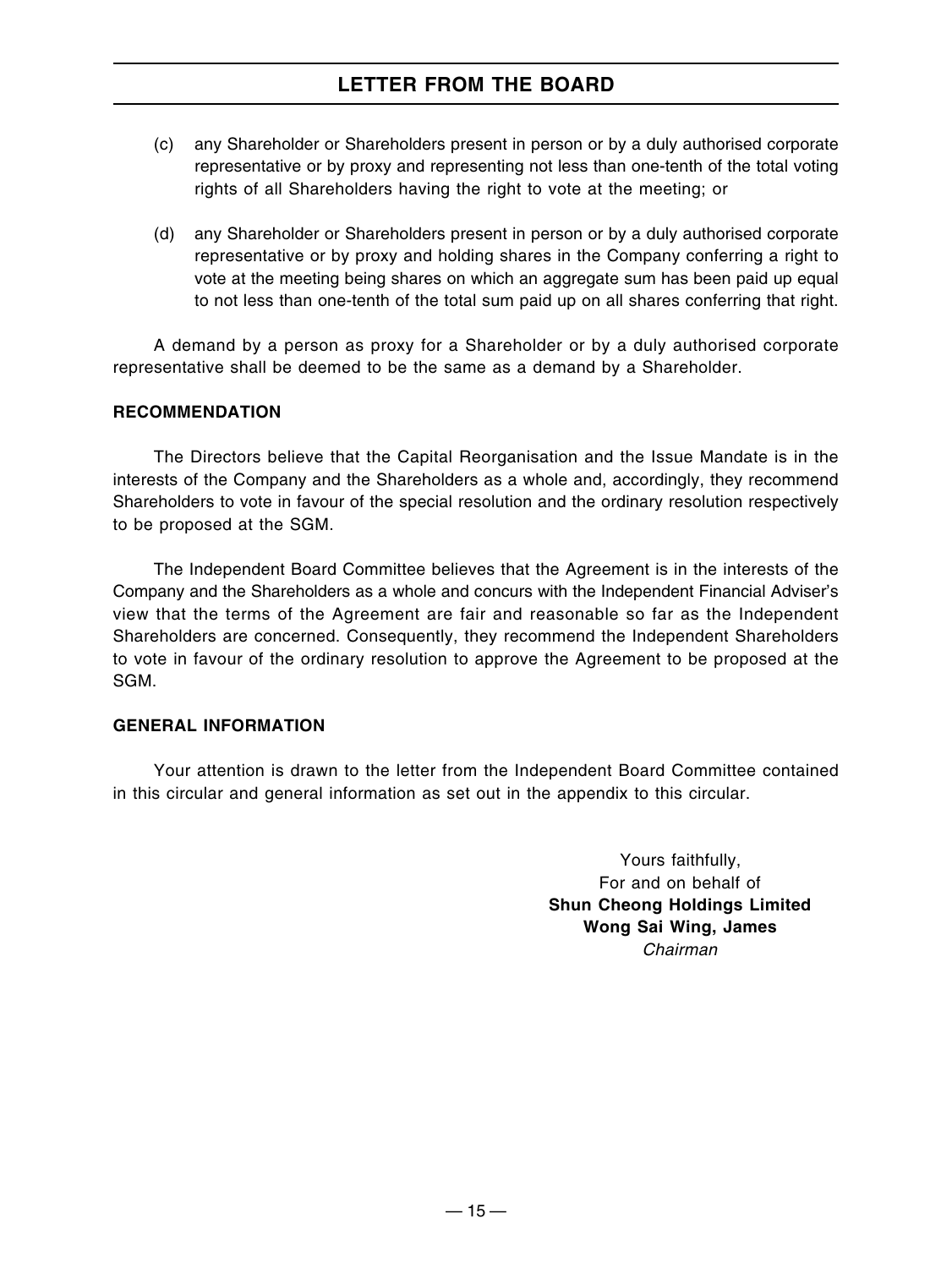(c) any Shareholder or Shareholders present in person or by a duly authorised corporate representative or by proxy and representing not less than one-tenth of the total voting rights of all Shareholders having the right to vote at the meeting; or

(d) any Shareholder or Shareholders present in person or by a duly authorised corporate representative or by proxy and holding shares in the Company conferring a right to vote at the meeting being shares on which an aggregate sum has been paid up equal to not less than one-tenth of the total sum paid up on all shares conferring that right.

A demand by a person as proxy for a Shareholder or by a duly authorised corporate representative shall be deemed to be the same as a demand by a Shareholder.

**RECOMMENDATION**

The Directors believe that the Capital Reorganisation and the Issue Mandate is in the interests of the Company and the Shareholders as a whole and, accordingly, they recommend Shareholders to vote in favour of the special resolution and the ordinary resolution respectively to be proposed at the SGM.

The Independent Board Committee believes that the Agreement is in the interests of the Company and the Shareholders as a whole and concurs with the Independent Financial Adviser's view that the terms of the Agreement are fair and reasonable so far as the Independent Shareholders are concerned. Consequently, they recommend the Independent Shareholders to vote in favour of the ordinary resolution to approve the Agreement to be proposed at the SGM.

**GENERAL INFORMATION**

Your attention is drawn to the letter from the Independent Board Committee contained in this circular and general information as set out in the appendix to this circular.

Yours faithfully,
For and on behalf of
**Shun Cheong Holdings Limited**
**Wong Sai Wing, James**
*Chairman*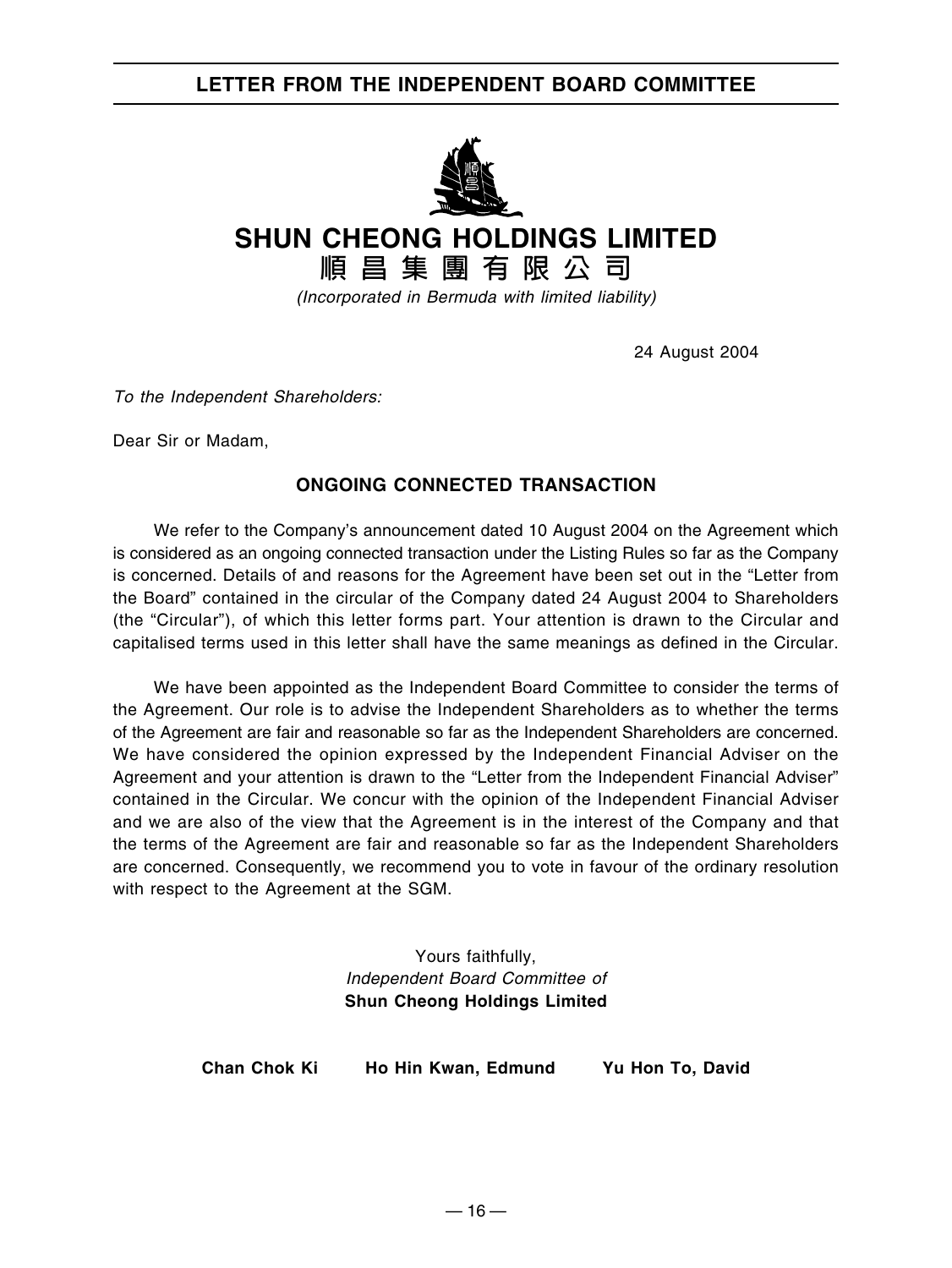# LETTER FROM THE INDEPENDENT BOARD COMMITTEE

**SHUN CHEONG HOLDINGS LIMITED**

**順昌集團有限公司**

*(Incorporated in Bermuda with limited liability)*

24 August 2004

*To the Independent Shareholders:*

Dear Sir or Madam,

## ONGOING CONNECTED TRANSACTION

We refer to the Company's announcement dated 10 August 2004 on the Agreement which is considered as an ongoing connected transaction under the Listing Rules so far as the Company is concerned. Details of and reasons for the Agreement have been set out in the "Letter from the Board" contained in the circular of the Company dated 24 August 2004 to Shareholders (the "Circular"), of which this letter forms part. Your attention is drawn to the Circular and capitalised terms used in this letter shall have the same meanings as defined in the Circular.

We have been appointed as the Independent Board Committee to consider the terms of the Agreement. Our role is to advise the Independent Shareholders as to whether the terms of the Agreement are fair and reasonable so far as the Independent Shareholders are concerned. We have considered the opinion expressed by the Independent Financial Adviser on the Agreement and your attention is drawn to the "Letter from the Independent Financial Adviser" contained in the Circular. We concur with the opinion of the Independent Financial Adviser and we are also of the view that the Agreement is in the interest of the Company and that the terms of the Agreement are fair and reasonable so far as the Independent Shareholders are concerned. Consequently, we recommend you to vote in favour of the ordinary resolution with respect to the Agreement at the SGM.

Yours faithfully,
*Independent Board Committee of*
**Shun Cheong Holdings Limited**

**Chan Chok Ki** **Ho Hin Kwan, Edmund** **Yu Hon To, David**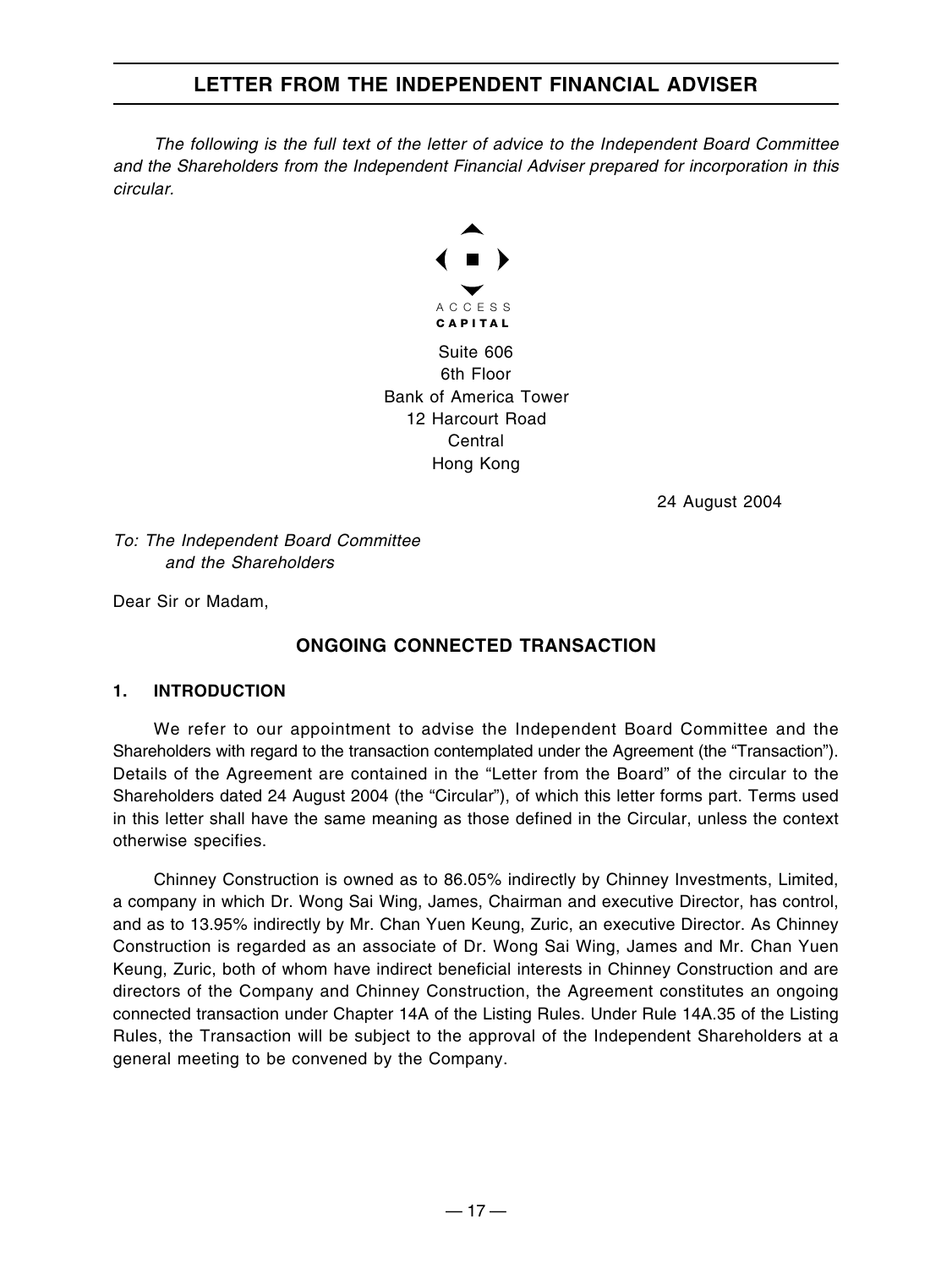# LETTER FROM THE INDEPENDENT FINANCIAL ADVISER

*The following is the full text of the letter of advice to the Independent Board Committee and the Shareholders from the Independent Financial Adviser prepared for incorporation in this circular.*

ACCESS
**CAPITAL**

Suite 606
6th Floor
Bank of America Tower
12 Harcourt Road
Central
Hong Kong

24 August 2004

*To: The Independent Board Committee*
*and the Shareholders*

Dear Sir or Madam,

## ONGOING CONNECTED TRANSACTION

### 1. INTRODUCTION

We refer to our appointment to advise the Independent Board Committee and the Shareholders with regard to the transaction contemplated under the Agreement (the "Transaction"). Details of the Agreement are contained in the "Letter from the Board" of the circular to the Shareholders dated 24 August 2004 (the "Circular"), of which this letter forms part. Terms used in this letter shall have the same meaning as those defined in the Circular, unless the context otherwise specifies.

Chinney Construction is owned as to 86.05% indirectly by Chinney Investments, Limited, a company in which Dr. Wong Sai Wing, James, Chairman and executive Director, has control, and as to 13.95% indirectly by Mr. Chan Yuen Keung, Zuric, an executive Director. As Chinney Construction is regarded as an associate of Dr. Wong Sai Wing, James and Mr. Chan Yuen Keung, Zuric, both of whom have indirect beneficial interests in Chinney Construction and are directors of the Company and Chinney Construction, the Agreement constitutes an ongoing connected transaction under Chapter 14A of the Listing Rules. Under Rule 14A.35 of the Listing Rules, the Transaction will be subject to the approval of the Independent Shareholders at a general meeting to be convened by the Company.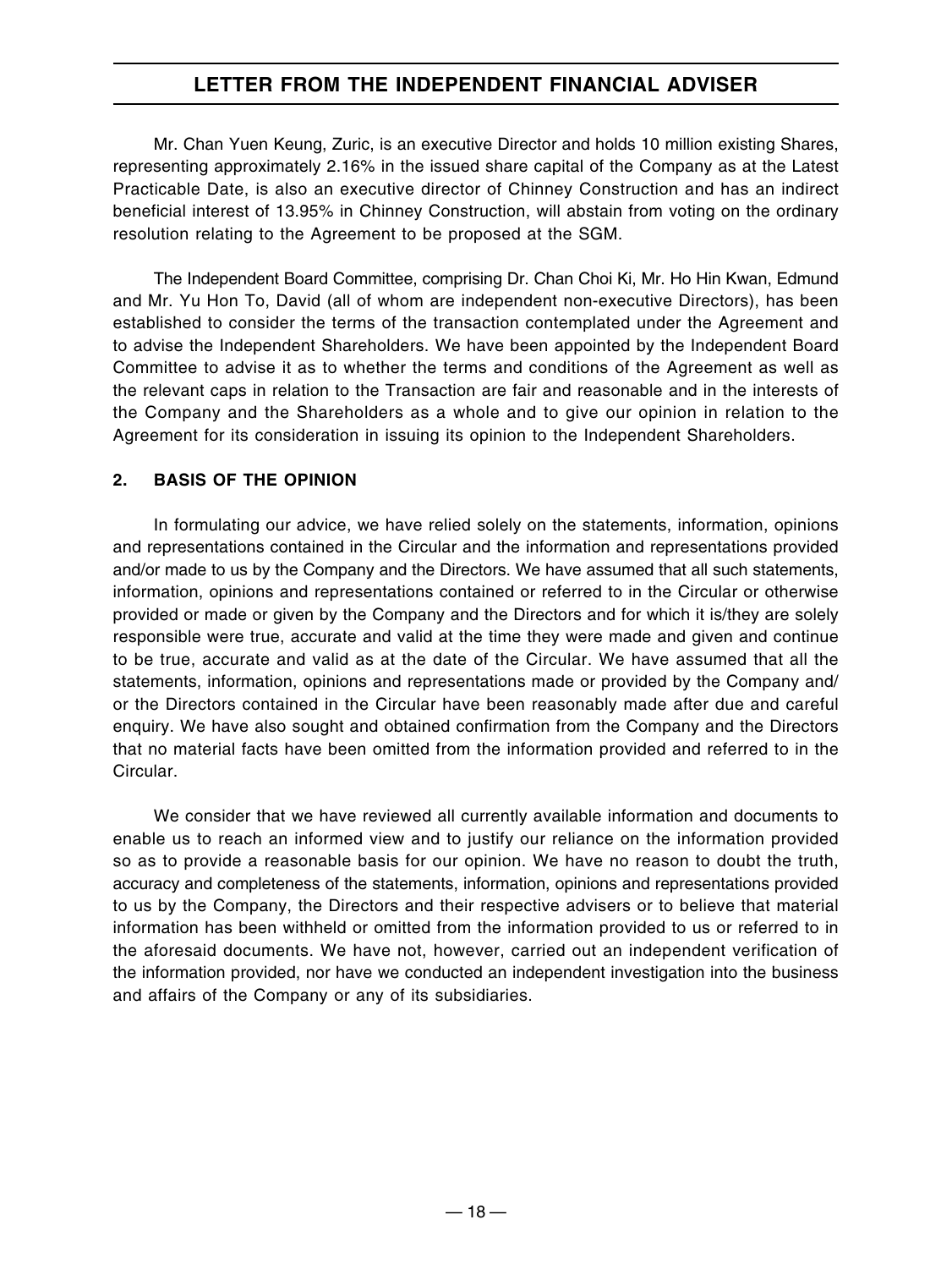Mr. Chan Yuen Keung, Zuric, is an executive Director and holds 10 million existing Shares, representing approximately 2.16% in the issued share capital of the Company as at the Latest Practicable Date, is also an executive director of Chinney Construction and has an indirect beneficial interest of 13.95% in Chinney Construction, will abstain from voting on the ordinary resolution relating to the Agreement to be proposed at the SGM.

The Independent Board Committee, comprising Dr. Chan Choi Ki, Mr. Ho Hin Kwan, Edmund and Mr. Yu Hon To, David (all of whom are independent non-executive Directors), has been established to consider the terms of the transaction contemplated under the Agreement and to advise the Independent Shareholders. We have been appointed by the Independent Board Committee to advise it as to whether the terms and conditions of the Agreement as well as the relevant caps in relation to the Transaction are fair and reasonable and in the interests of the Company and the Shareholders as a whole and to give our opinion in relation to the Agreement for its consideration in issuing its opinion to the Independent Shareholders.

## 2. BASIS OF THE OPINION

In formulating our advice, we have relied solely on the statements, information, opinions and representations contained in the Circular and the information and representations provided and/or made to us by the Company and the Directors. We have assumed that all such statements, information, opinions and representations contained or referred to in the Circular or otherwise provided or made or given by the Company and the Directors and for which it is/they are solely responsible were true, accurate and valid at the time they were made and given and continue to be true, accurate and valid as at the date of the Circular. We have assumed that all the statements, information, opinions and representations made or provided by the Company and/or the Directors contained in the Circular have been reasonably made after due and careful enquiry. We have also sought and obtained confirmation from the Company and the Directors that no material facts have been omitted from the information provided and referred to in the Circular.

We consider that we have reviewed all currently available information and documents to enable us to reach an informed view and to justify our reliance on the information provided so as to provide a reasonable basis for our opinion. We have no reason to doubt the truth, accuracy and completeness of the statements, information, opinions and representations provided to us by the Company, the Directors and their respective advisers or to believe that material information has been withheld or omitted from the information provided to us or referred to in the aforesaid documents. We have not, however, carried out an independent verification of the information provided, nor have we conducted an independent investigation into the business and affairs of the Company or any of its subsidiaries.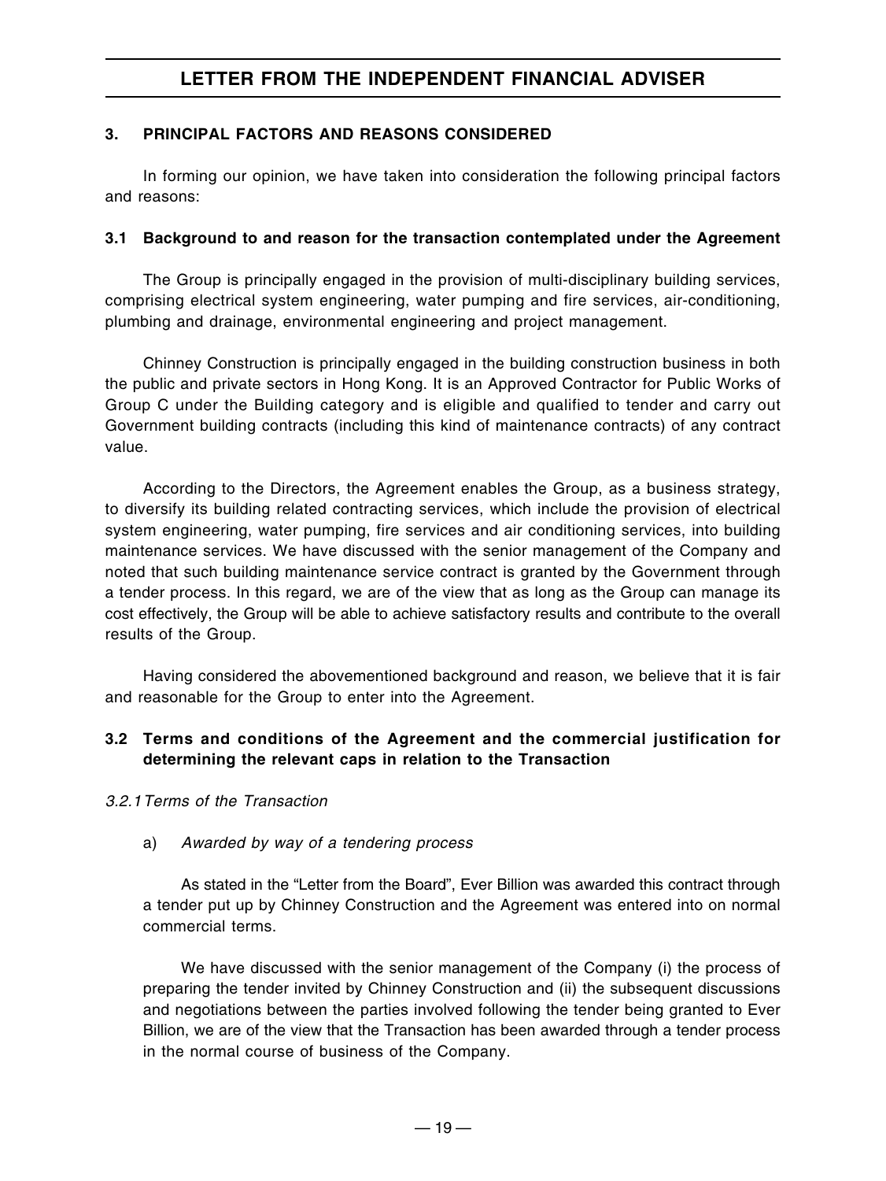## 3. PRINCIPAL FACTORS AND REASONS CONSIDERED

In forming our opinion, we have taken into consideration the following principal factors and reasons:

### 3.1 Background to and reason for the transaction contemplated under the Agreement

The Group is principally engaged in the provision of multi-disciplinary building services, comprising electrical system engineering, water pumping and fire services, air-conditioning, plumbing and drainage, environmental engineering and project management.

Chinney Construction is principally engaged in the building construction business in both the public and private sectors in Hong Kong. It is an Approved Contractor for Public Works of Group C under the Building category and is eligible and qualified to tender and carry out Government building contracts (including this kind of maintenance contracts) of any contract value.

According to the Directors, the Agreement enables the Group, as a business strategy, to diversify its building related contracting services, which include the provision of electrical system engineering, water pumping, fire services and air conditioning services, into building maintenance services. We have discussed with the senior management of the Company and noted that such building maintenance service contract is granted by the Government through a tender process. In this regard, we are of the view that as long as the Group can manage its cost effectively, the Group will be able to achieve satisfactory results and contribute to the overall results of the Group.

Having considered the abovementioned background and reason, we believe that it is fair and reasonable for the Group to enter into the Agreement.

### 3.2 Terms and conditions of the Agreement and the commercial justification for determining the relevant caps in relation to the Transaction

*3.2.1 Terms of the Transaction*

a) *Awarded by way of a tendering process*

As stated in the "Letter from the Board", Ever Billion was awarded this contract through a tender put up by Chinney Construction and the Agreement was entered into on normal commercial terms.

We have discussed with the senior management of the Company (i) the process of preparing the tender invited by Chinney Construction and (ii) the subsequent discussions and negotiations between the parties involved following the tender being granted to Ever Billion, we are of the view that the Transaction has been awarded through a tender process in the normal course of business of the Company.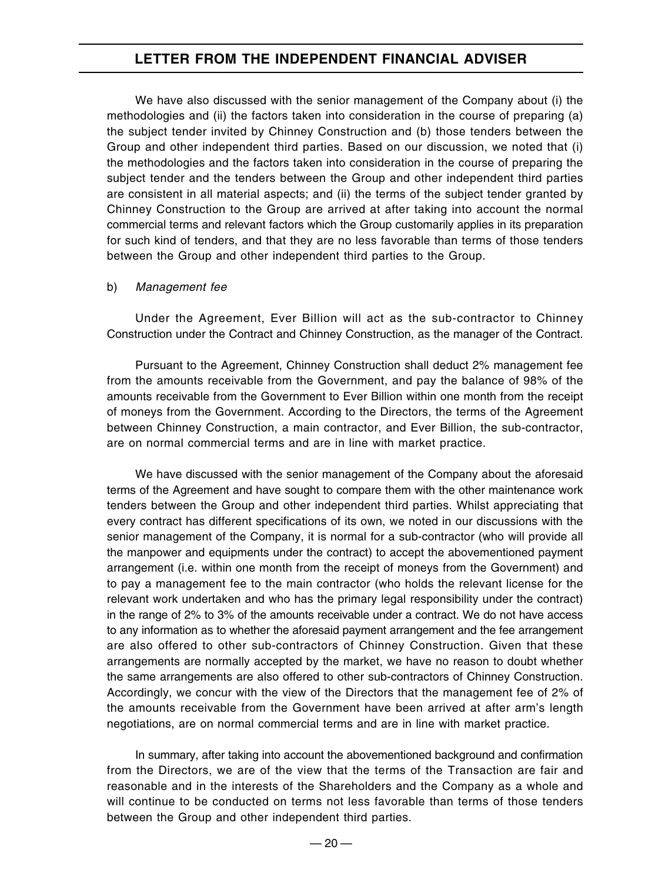# LETTER FROM THE INDEPENDENT FINANCIAL ADVISER

We have also discussed with the senior management of the Company about (i) the methodologies and (ii) the factors taken into consideration in the course of preparing (a) the subject tender invited by Chinney Construction and (b) those tenders between the Group and other independent third parties. Based on our discussion, we noted that (i) the methodologies and the factors taken into consideration in the course of preparing the subject tender and the tenders between the Group and other independent third parties are consistent in all material aspects; and (ii) the terms of the subject tender granted by Chinney Construction to the Group are arrived at after taking into account the normal commercial terms and relevant factors which the Group customarily applies in its preparation for such kind of tenders, and that they are no less favorable than terms of those tenders between the Group and other independent third parties to the Group.

b) *Management fee*

Under the Agreement, Ever Billion will act as the sub-contractor to Chinney Construction under the Contract and Chinney Construction, as the manager of the Contract.

Pursuant to the Agreement, Chinney Construction shall deduct 2% management fee from the amounts receivable from the Government, and pay the balance of 98% of the amounts receivable from the Government to Ever Billion within one month from the receipt of moneys from the Government. According to the Directors, the terms of the Agreement between Chinney Construction, a main contractor, and Ever Billion, the sub-contractor, are on normal commercial terms and are in line with market practice.

We have discussed with the senior management of the Company about the aforesaid terms of the Agreement and have sought to compare them with the other maintenance work tenders between the Group and other independent third parties. Whilst appreciating that every contract has different specifications of its own, we noted in our discussions with the senior management of the Company, it is normal for a sub-contractor (who will provide all the manpower and equipments under the contract) to accept the abovementioned payment arrangement (i.e. within one month from the receipt of moneys from the Government) and to pay a management fee to the main contractor (who holds the relevant license for the relevant work undertaken and who has the primary legal responsibility under the contract) in the range of 2% to 3% of the amounts receivable under a contract. We do not have access to any information as to whether the aforesaid payment arrangement and the fee arrangement are also offered to other sub-contractors of Chinney Construction. Given that these arrangements are normally accepted by the market, we have no reason to doubt whether the same arrangements are also offered to other sub-contractors of Chinney Construction. Accordingly, we concur with the view of the Directors that the management fee of 2% of the amounts receivable from the Government have been arrived at after arm's length negotiations, are on normal commercial terms and are in line with market practice.

In summary, after taking into account the abovementioned background and confirmation from the Directors, we are of the view that the terms of the Transaction are fair and reasonable and in the interests of the Shareholders and the Company as a whole and will continue to be conducted on terms not less favorable than terms of those tenders between the Group and other independent third parties.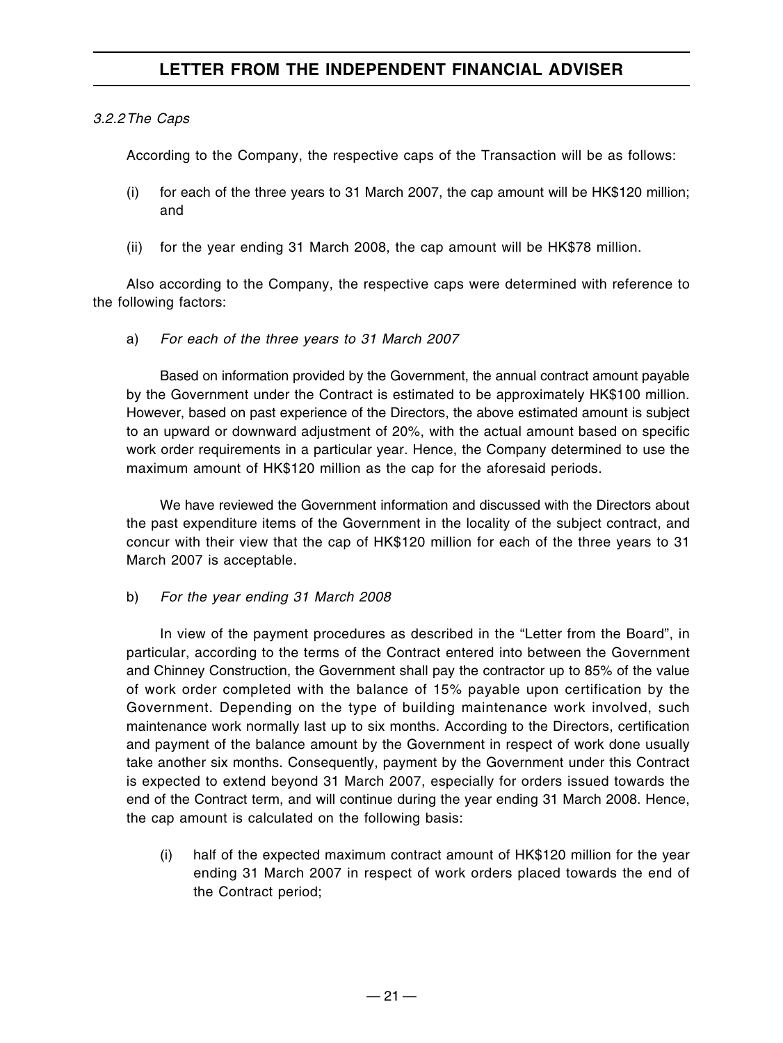*3.2.2 The Caps*

According to the Company, the respective caps of the Transaction will be as follows:

(i) for each of the three years to 31 March 2007, the cap amount will be HK$120 million; and

(ii) for the year ending 31 March 2008, the cap amount will be HK$78 million.

Also according to the Company, the respective caps were determined with reference to the following factors:

a) *For each of the three years to 31 March 2007*

Based on information provided by the Government, the annual contract amount payable by the Government under the Contract is estimated to be approximately HK$100 million. However, based on past experience of the Directors, the above estimated amount is subject to an upward or downward adjustment of 20%, with the actual amount based on specific work order requirements in a particular year. Hence, the Company determined to use the maximum amount of HK$120 million as the cap for the aforesaid periods.

We have reviewed the Government information and discussed with the Directors about the past expenditure items of the Government in the locality of the subject contract, and concur with their view that the cap of HK$120 million for each of the three years to 31 March 2007 is acceptable.

b) *For the year ending 31 March 2008*

In view of the payment procedures as described in the "Letter from the Board", in particular, according to the terms of the Contract entered into between the Government and Chinney Construction, the Government shall pay the contractor up to 85% of the value of work order completed with the balance of 15% payable upon certification by the Government. Depending on the type of building maintenance work involved, such maintenance work normally last up to six months. According to the Directors, certification and payment of the balance amount by the Government in respect of work done usually take another six months. Consequently, payment by the Government under this Contract is expected to extend beyond 31 March 2007, especially for orders issued towards the end of the Contract term, and will continue during the year ending 31 March 2008. Hence, the cap amount is calculated on the following basis:

(i) half of the expected maximum contract amount of HK$120 million for the year ending 31 March 2007 in respect of work orders placed towards the end of the Contract period;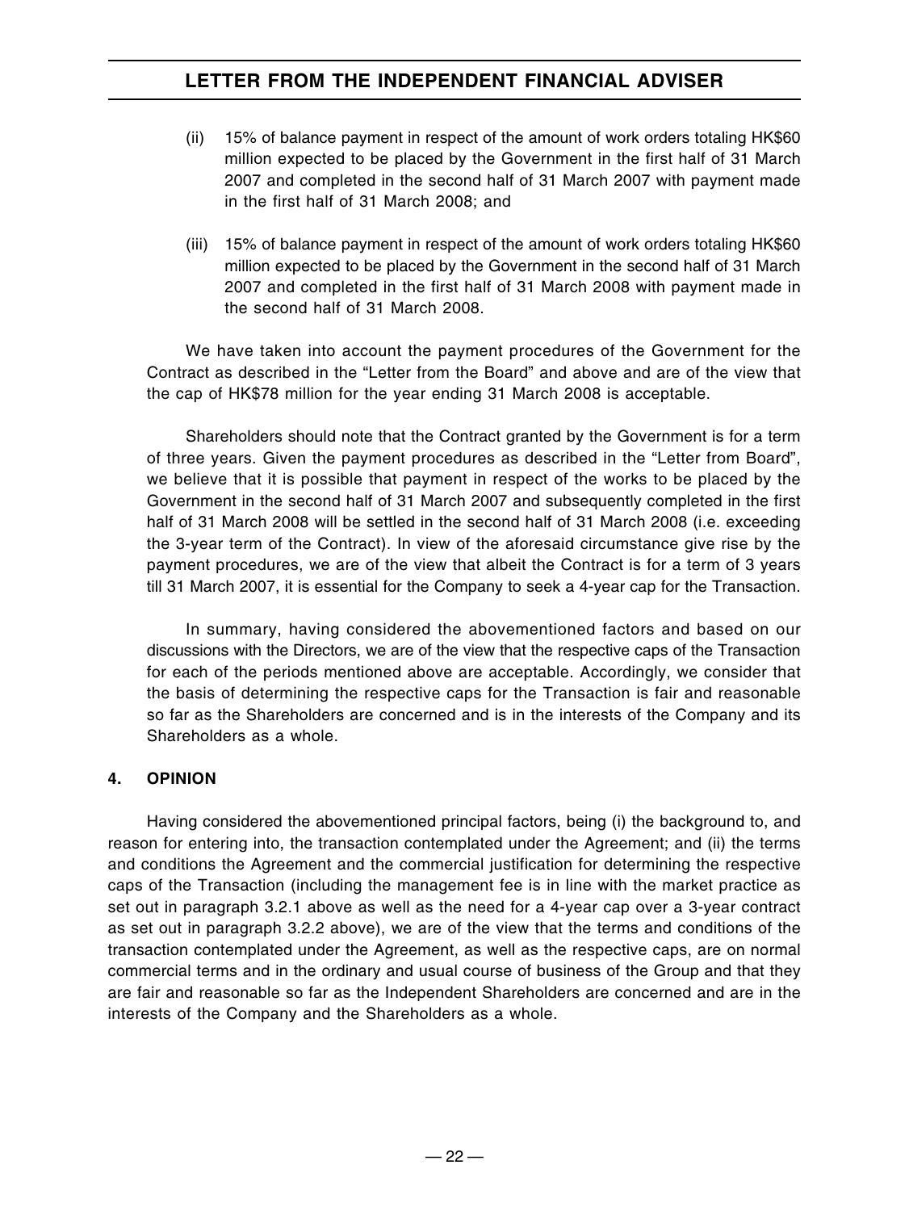(ii) 15% of balance payment in respect of the amount of work orders totaling HK$60 million expected to be placed by the Government in the first half of 31 March 2007 and completed in the second half of 31 March 2007 with payment made in the first half of 31 March 2008; and

(iii) 15% of balance payment in respect of the amount of work orders totaling HK$60 million expected to be placed by the Government in the second half of 31 March 2007 and completed in the first half of 31 March 2008 with payment made in the second half of 31 March 2008.

We have taken into account the payment procedures of the Government for the Contract as described in the "Letter from the Board" and above and are of the view that the cap of HK$78 million for the year ending 31 March 2008 is acceptable.

Shareholders should note that the Contract granted by the Government is for a term of three years. Given the payment procedures as described in the "Letter from Board", we believe that it is possible that payment in respect of the works to be placed by the Government in the second half of 31 March 2007 and subsequently completed in the first half of 31 March 2008 will be settled in the second half of 31 March 2008 (i.e. exceeding the 3-year term of the Contract). In view of the aforesaid circumstance give rise by the payment procedures, we are of the view that albeit the Contract is for a term of 3 years till 31 March 2007, it is essential for the Company to seek a 4-year cap for the Transaction.

In summary, having considered the abovementioned factors and based on our discussions with the Directors, we are of the view that the respective caps of the Transaction for each of the periods mentioned above are acceptable. Accordingly, we consider that the basis of determining the respective caps for the Transaction is fair and reasonable so far as the Shareholders are concerned and is in the interests of the Company and its Shareholders as a whole.

## 4. OPINION

Having considered the abovementioned principal factors, being (i) the background to, and reason for entering into, the transaction contemplated under the Agreement; and (ii) the terms and conditions the Agreement and the commercial justification for determining the respective caps of the Transaction (including the management fee is in line with the market practice as set out in paragraph 3.2.1 above as well as the need for a 4-year cap over a 3-year contract as set out in paragraph 3.2.2 above), we are of the view that the terms and conditions of the transaction contemplated under the Agreement, as well as the respective caps, are on normal commercial terms and in the ordinary and usual course of business of the Group and that they are fair and reasonable so far as the Independent Shareholders are concerned and are in the interests of the Company and the Shareholders as a whole.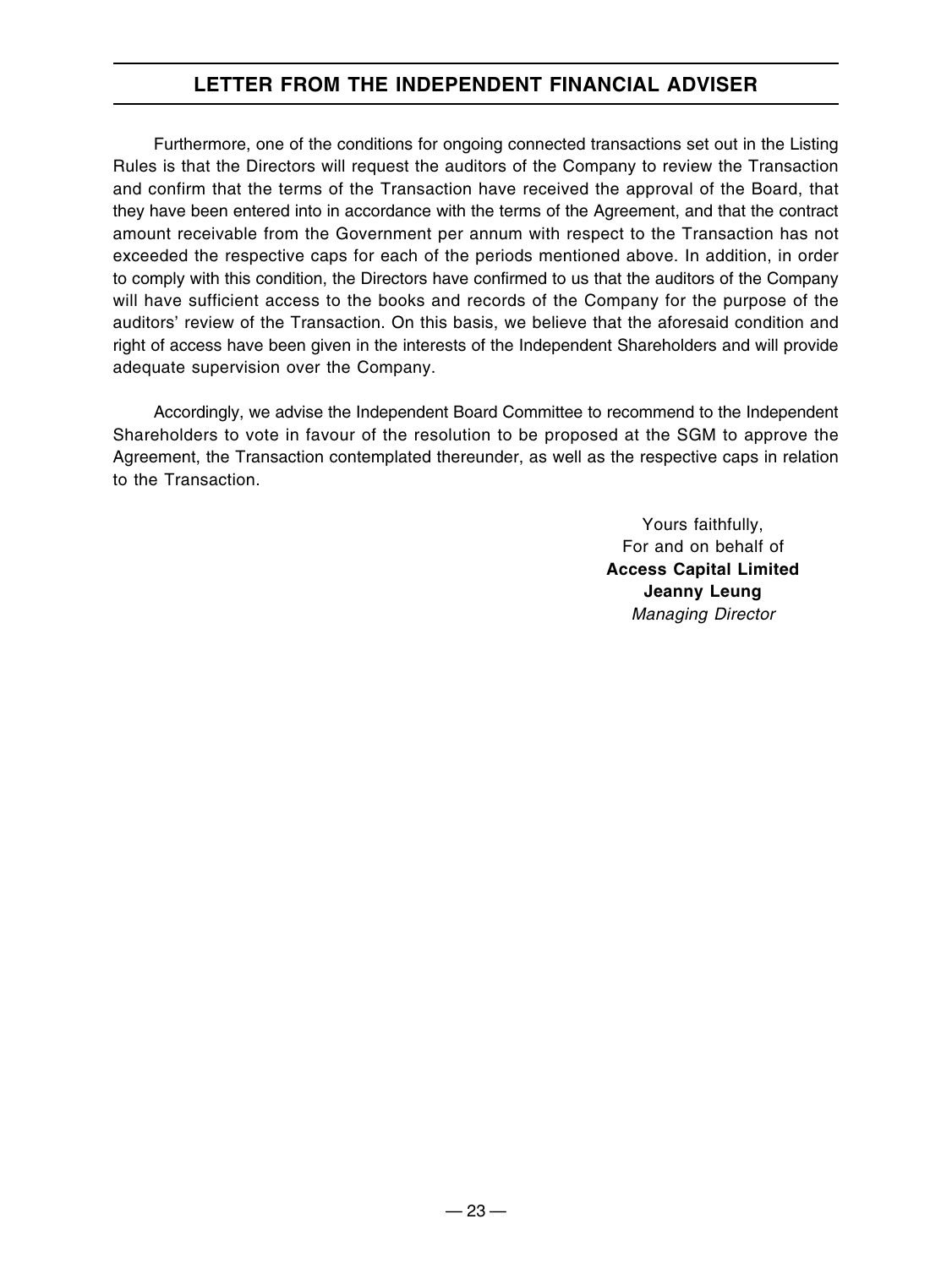## LETTER FROM THE INDEPENDENT FINANCIAL ADVISER

Furthermore, one of the conditions for ongoing connected transactions set out in the Listing Rules is that the Directors will request the auditors of the Company to review the Transaction and confirm that the terms of the Transaction have received the approval of the Board, that they have been entered into in accordance with the terms of the Agreement, and that the contract amount receivable from the Government per annum with respect to the Transaction has not exceeded the respective caps for each of the periods mentioned above. In addition, in order to comply with this condition, the Directors have confirmed to us that the auditors of the Company will have sufficient access to the books and records of the Company for the purpose of the auditors' review of the Transaction. On this basis, we believe that the aforesaid condition and right of access have been given in the interests of the Independent Shareholders and will provide adequate supervision over the Company.

Accordingly, we advise the Independent Board Committee to recommend to the Independent Shareholders to vote in favour of the resolution to be proposed at the SGM to approve the Agreement, the Transaction contemplated thereunder, as well as the respective caps in relation to the Transaction.

Yours faithfully,
For and on behalf of
**Access Capital Limited**
**Jeanny Leung**
*Managing Director*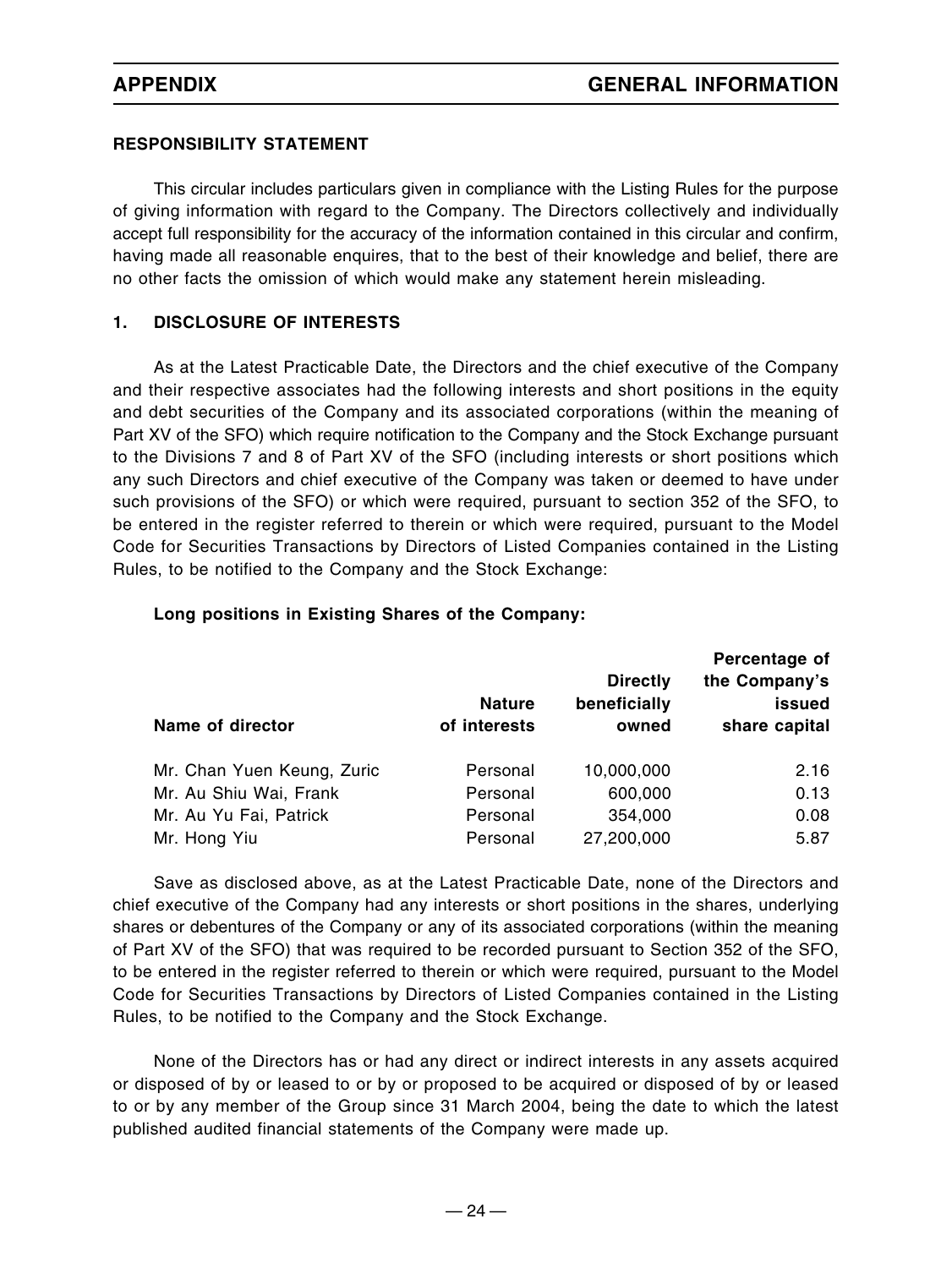## APPENDIX — GENERAL INFORMATION

### RESPONSIBILITY STATEMENT

This circular includes particulars given in compliance with the Listing Rules for the purpose of giving information with regard to the Company. The Directors collectively and individually accept full responsibility for the accuracy of the information contained in this circular and confirm, having made all reasonable enquires, that to the best of their knowledge and belief, there are no other facts the omission of which would make any statement herein misleading.

### 1. DISCLOSURE OF INTERESTS

As at the Latest Practicable Date, the Directors and the chief executive of the Company and their respective associates had the following interests and short positions in the equity and debt securities of the Company and its associated corporations (within the meaning of Part XV of the SFO) which require notification to the Company and the Stock Exchange pursuant to the Divisions 7 and 8 of Part XV of the SFO (including interests or short positions which any such Directors and chief executive of the Company was taken or deemed to have under such provisions of the SFO) or which were required, pursuant to section 352 of the SFO, to be entered in the register referred to therein or which were required, pursuant to the Model Code for Securities Transactions by Directors of Listed Companies contained in the Listing Rules, to be notified to the Company and the Stock Exchange:

**Long positions in Existing Shares of the Company:**

| Name of director | Nature of interests | Directly beneficially owned | Percentage of the Company's issued share capital |
|---|---|---|---|
| Mr. Chan Yuen Keung, Zuric | Personal | 10,000,000 | 2.16 |
| Mr. Au Shiu Wai, Frank | Personal | 600,000 | 0.13 |
| Mr. Au Yu Fai, Patrick | Personal | 354,000 | 0.08 |
| Mr. Hong Yiu | Personal | 27,200,000 | 5.87 |

Save as disclosed above, as at the Latest Practicable Date, none of the Directors and chief executive of the Company had any interests or short positions in the shares, underlying shares or debentures of the Company or any of its associated corporations (within the meaning of Part XV of the SFO) that was required to be recorded pursuant to Section 352 of the SFO, to be entered in the register referred to therein or which were required, pursuant to the Model Code for Securities Transactions by Directors of Listed Companies contained in the Listing Rules, to be notified to the Company and the Stock Exchange.

None of the Directors has or had any direct or indirect interests in any assets acquired or disposed of by or leased to or by or proposed to be acquired or disposed of by or leased to or by any member of the Group since 31 March 2004, being the date to which the latest published audited financial statements of the Company were made up.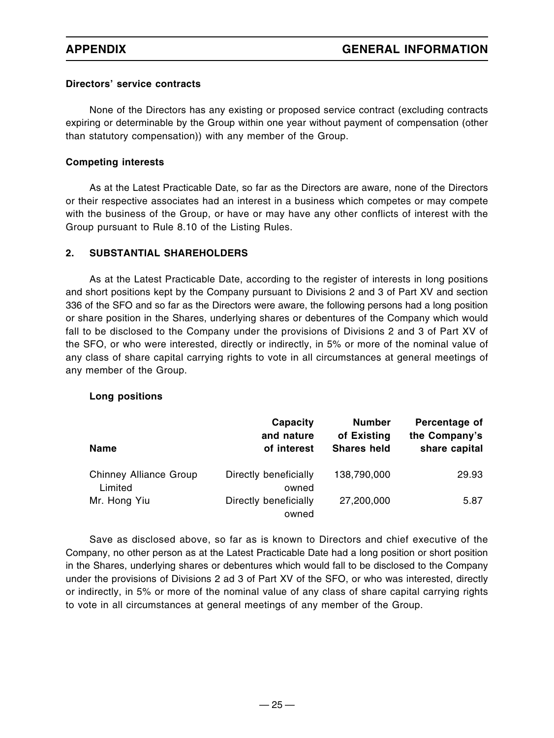### Directors' service contracts

None of the Directors has any existing or proposed service contract (excluding contracts expiring or determinable by the Group within one year without payment of compensation (other than statutory compensation)) with any member of the Group.

### Competing interests

As at the Latest Practicable Date, so far as the Directors are aware, none of the Directors or their respective associates had an interest in a business which competes or may compete with the business of the Group, or have or may have any other conflicts of interest with the Group pursuant to Rule 8.10 of the Listing Rules.

## 2. SUBSTANTIAL SHAREHOLDERS

As at the Latest Practicable Date, according to the register of interests in long positions and short positions kept by the Company pursuant to Divisions 2 and 3 of Part XV and section 336 of the SFO and so far as the Directors were aware, the following persons had a long position or share position in the Shares, underlying shares or debentures of the Company which would fall to be disclosed to the Company under the provisions of Divisions 2 and 3 of Part XV of the SFO, or who were interested, directly or indirectly, in 5% or more of the nominal value of any class of share capital carrying rights to vote in all circumstances at general meetings of any member of the Group.

### Long positions

| Name | Capacity and nature of interest | Number of Existing Shares held | Percentage of the Company's share capital |
|---|---|---|---|
| Chinney Alliance Group Limited | Directly beneficially owned | 138,790,000 | 29.93 |
| Mr. Hong Yiu | Directly beneficially owned | 27,200,000 | 5.87 |

Save as disclosed above, so far as is known to Directors and chief executive of the Company, no other person as at the Latest Practicable Date had a long position or short position in the Shares, underlying shares or debentures which would fall to be disclosed to the Company under the provisions of Divisions 2 ad 3 of Part XV of the SFO, or who was interested, directly or indirectly, in 5% or more of the nominal value of any class of share capital carrying rights to vote in all circumstances at general meetings of any member of the Group.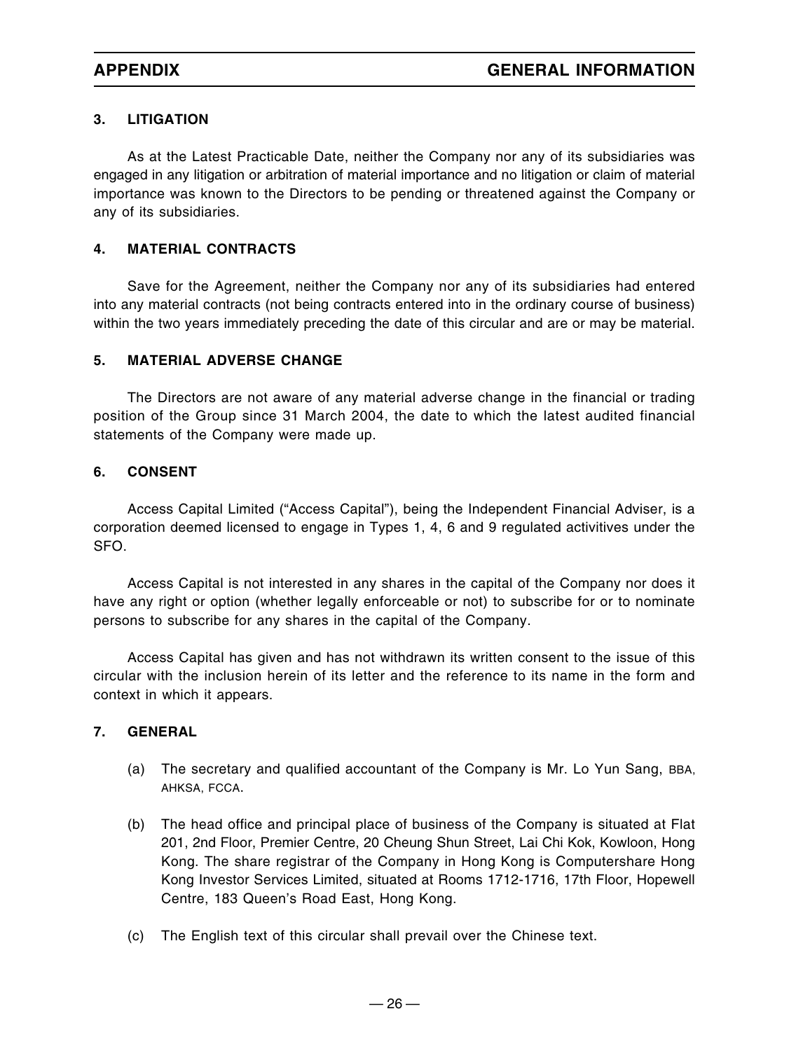## 3. LITIGATION

As at the Latest Practicable Date, neither the Company nor any of its subsidiaries was engaged in any litigation or arbitration of material importance and no litigation or claim of material importance was known to the Directors to be pending or threatened against the Company or any of its subsidiaries.

## 4. MATERIAL CONTRACTS

Save for the Agreement, neither the Company nor any of its subsidiaries had entered into any material contracts (not being contracts entered into in the ordinary course of business) within the two years immediately preceding the date of this circular and are or may be material.

## 5. MATERIAL ADVERSE CHANGE

The Directors are not aware of any material adverse change in the financial or trading position of the Group since 31 March 2004, the date to which the latest audited financial statements of the Company were made up.

## 6. CONSENT

Access Capital Limited ("Access Capital"), being the Independent Financial Adviser, is a corporation deemed licensed to engage in Types 1, 4, 6 and 9 regulated activitives under the SFO.

Access Capital is not interested in any shares in the capital of the Company nor does it have any right or option (whether legally enforceable or not) to subscribe for or to nominate persons to subscribe for any shares in the capital of the Company.

Access Capital has given and has not withdrawn its written consent to the issue of this circular with the inclusion herein of its letter and the reference to its name in the form and context in which it appears.

## 7. GENERAL

(a) The secretary and qualified accountant of the Company is Mr. Lo Yun Sang, BBA, AHKSA, FCCA.

(b) The head office and principal place of business of the Company is situated at Flat 201, 2nd Floor, Premier Centre, 20 Cheung Shun Street, Lai Chi Kok, Kowloon, Hong Kong. The share registrar of the Company in Hong Kong is Computershare Hong Kong Investor Services Limited, situated at Rooms 1712-1716, 17th Floor, Hopewell Centre, 183 Queen's Road East, Hong Kong.

(c) The English text of this circular shall prevail over the Chinese text.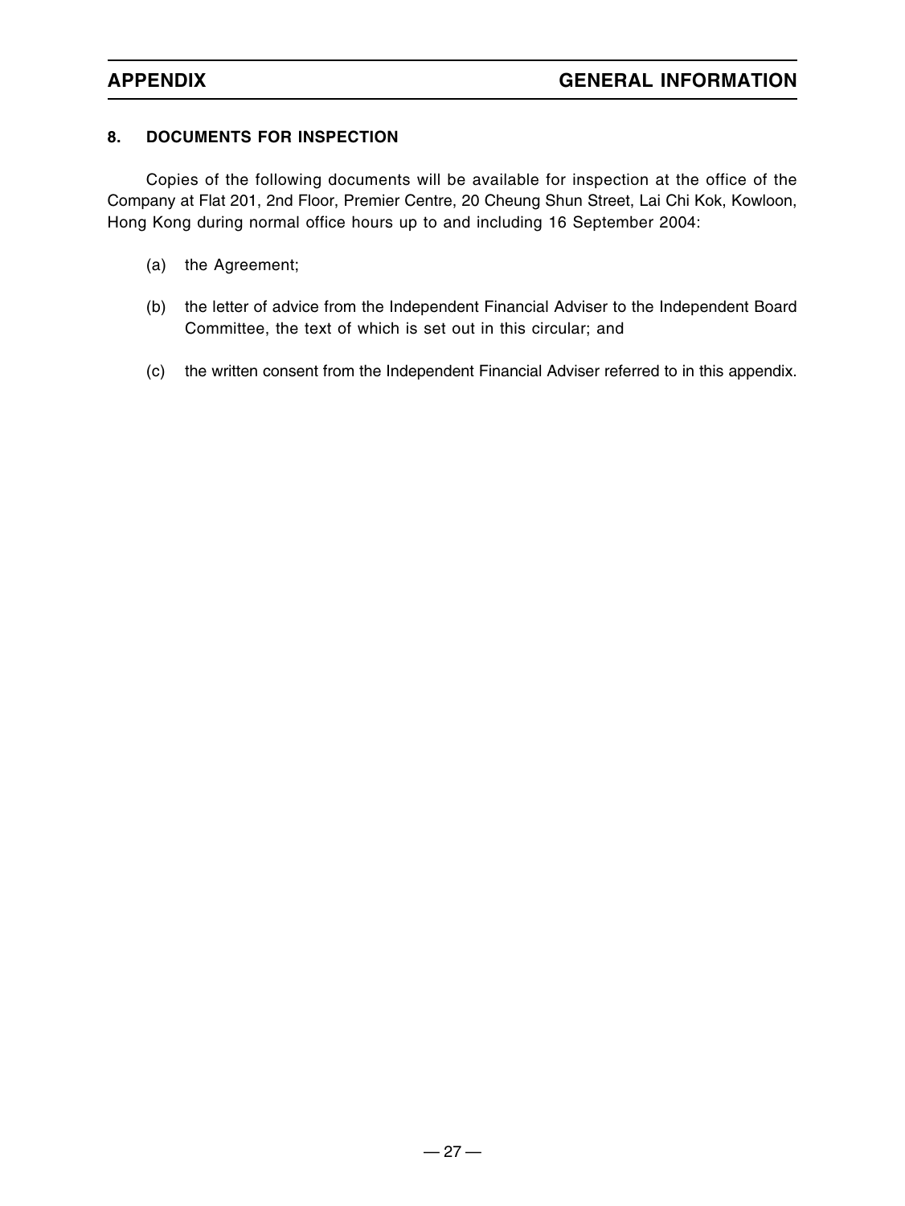## 8. DOCUMENTS FOR INSPECTION

Copies of the following documents will be available for inspection at the office of the Company at Flat 201, 2nd Floor, Premier Centre, 20 Cheung Shun Street, Lai Chi Kok, Kowloon, Hong Kong during normal office hours up to and including 16 September 2004:

(a) the Agreement;

(b) the letter of advice from the Independent Financial Adviser to the Independent Board Committee, the text of which is set out in this circular; and

(c) the written consent from the Independent Financial Adviser referred to in this appendix.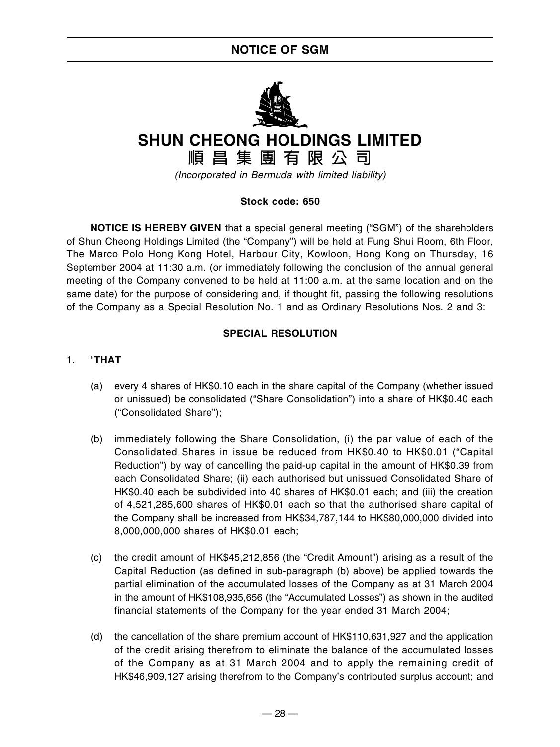# NOTICE OF SGM

# SHUN CHEONG HOLDINGS LIMITED

# 順昌集團有限公司

*(Incorporated in Bermuda with limited liability)*

**Stock code: 650**

**NOTICE IS HEREBY GIVEN** that a special general meeting ("SGM") of the shareholders of Shun Cheong Holdings Limited (the "Company") will be held at Fung Shui Room, 6th Floor, The Marco Polo Hong Kong Hotel, Harbour City, Kowloon, Hong Kong on Thursday, 16 September 2004 at 11:30 a.m. (or immediately following the conclusion of the annual general meeting of the Company convened to be held at 11:00 a.m. at the same location and on the same date) for the purpose of considering and, if thought fit, passing the following resolutions of the Company as a Special Resolution No. 1 and as Ordinary Resolutions Nos. 2 and 3:

## SPECIAL RESOLUTION

1. "**THAT**

   (a) every 4 shares of HK$0.10 each in the share capital of the Company (whether issued or unissued) be consolidated ("Share Consolidation") into a share of HK$0.40 each ("Consolidated Share");

   (b) immediately following the Share Consolidation, (i) the par value of each of the Consolidated Shares in issue be reduced from HK$0.40 to HK$0.01 ("Capital Reduction") by way of cancelling the paid-up capital in the amount of HK$0.39 from each Consolidated Share; (ii) each authorised but unissued Consolidated Share of HK$0.40 each be subdivided into 40 shares of HK$0.01 each; and (iii) the creation of 4,521,285,600 shares of HK$0.01 each so that the authorised share capital of the Company shall be increased from HK$34,787,144 to HK$80,000,000 divided into 8,000,000,000 shares of HK$0.01 each;

   (c) the credit amount of HK$45,212,856 (the "Credit Amount") arising as a result of the Capital Reduction (as defined in sub-paragraph (b) above) be applied towards the partial elimination of the accumulated losses of the Company as at 31 March 2004 in the amount of HK$108,935,656 (the "Accumulated Losses") as shown in the audited financial statements of the Company for the year ended 31 March 2004;

   (d) the cancellation of the share premium account of HK$110,631,927 and the application of the credit arising therefrom to eliminate the balance of the accumulated losses of the Company as at 31 March 2004 and to apply the remaining credit of HK$46,909,127 arising therefrom to the Company's contributed surplus account; and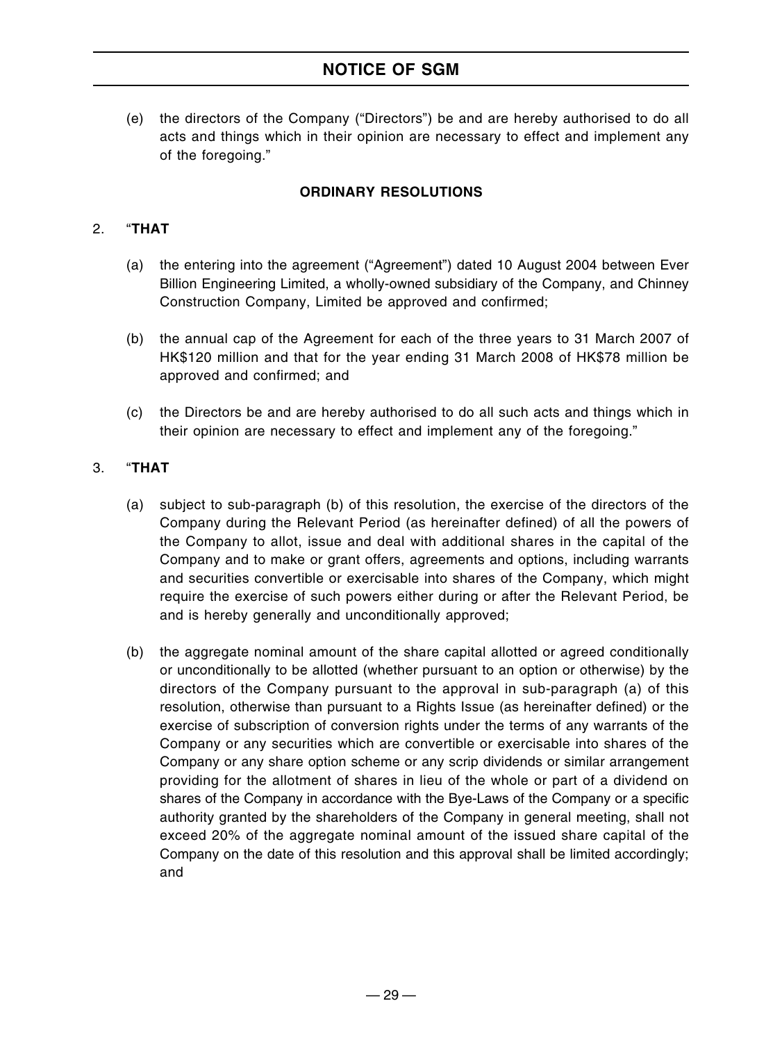(e) the directors of the Company ("Directors") be and are hereby authorised to do all acts and things which in their opinion are necessary to effect and implement any of the foregoing."

**ORDINARY RESOLUTIONS**

2. "**THAT**

   (a) the entering into the agreement ("Agreement") dated 10 August 2004 between Ever Billion Engineering Limited, a wholly-owned subsidiary of the Company, and Chinney Construction Company, Limited be approved and confirmed;

   (b) the annual cap of the Agreement for each of the three years to 31 March 2007 of HK$120 million and that for the year ending 31 March 2008 of HK$78 million be approved and confirmed; and

   (c) the Directors be and are hereby authorised to do all such acts and things which in their opinion are necessary to effect and implement any of the foregoing."

3. "**THAT**

   (a) subject to sub-paragraph (b) of this resolution, the exercise of the directors of the Company during the Relevant Period (as hereinafter defined) of all the powers of the Company to allot, issue and deal with additional shares in the capital of the Company and to make or grant offers, agreements and options, including warrants and securities convertible or exercisable into shares of the Company, which might require the exercise of such powers either during or after the Relevant Period, be and is hereby generally and unconditionally approved;

   (b) the aggregate nominal amount of the share capital allotted or agreed conditionally or unconditionally to be allotted (whether pursuant to an option or otherwise) by the directors of the Company pursuant to the approval in sub-paragraph (a) of this resolution, otherwise than pursuant to a Rights Issue (as hereinafter defined) or the exercise of subscription of conversion rights under the terms of any warrants of the Company or any securities which are convertible or exercisable into shares of the Company or any share option scheme or any scrip dividends or similar arrangement providing for the allotment of shares in lieu of the whole or part of a dividend on shares of the Company in accordance with the Bye-Laws of the Company or a specific authority granted by the shareholders of the Company in general meeting, shall not exceed 20% of the aggregate nominal amount of the issued share capital of the Company on the date of this resolution and this approval shall be limited accordingly; and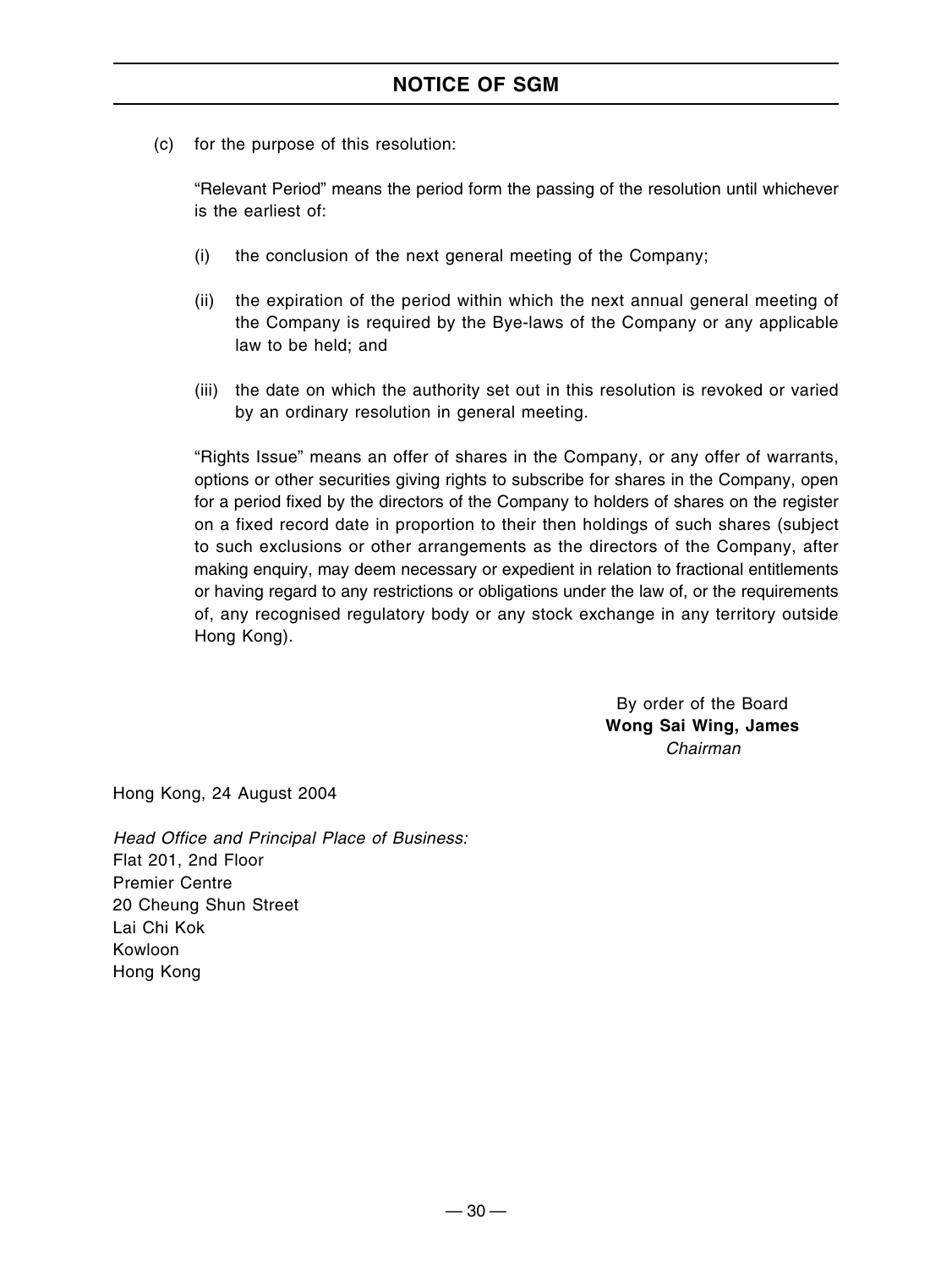(c) for the purpose of this resolution:

"Relevant Period" means the period form the passing of the resolution until whichever is the earliest of:

(i) the conclusion of the next general meeting of the Company;

(ii) the expiration of the period within which the next annual general meeting of the Company is required by the Bye-laws of the Company or any applicable law to be held; and

(iii) the date on which the authority set out in this resolution is revoked or varied by an ordinary resolution in general meeting.

"Rights Issue" means an offer of shares in the Company, or any offer of warrants, options or other securities giving rights to subscribe for shares in the Company, open for a period fixed by the directors of the Company to holders of shares on the register on a fixed record date in proportion to their then holdings of such shares (subject to such exclusions or other arrangements as the directors of the Company, after making enquiry, may deem necessary or expedient in relation to fractional entitlements or having regard to any restrictions or obligations under the law of, or the requirements of, any recognised regulatory body or any stock exchange in any territory outside Hong Kong).

By order of the Board
**Wong Sai Wing, James**
*Chairman*

Hong Kong, 24 August 2004

*Head Office and Principal Place of Business:*
Flat 201, 2nd Floor
Premier Centre
20 Cheung Shun Street
Lai Chi Kok
Kowloon
Hong Kong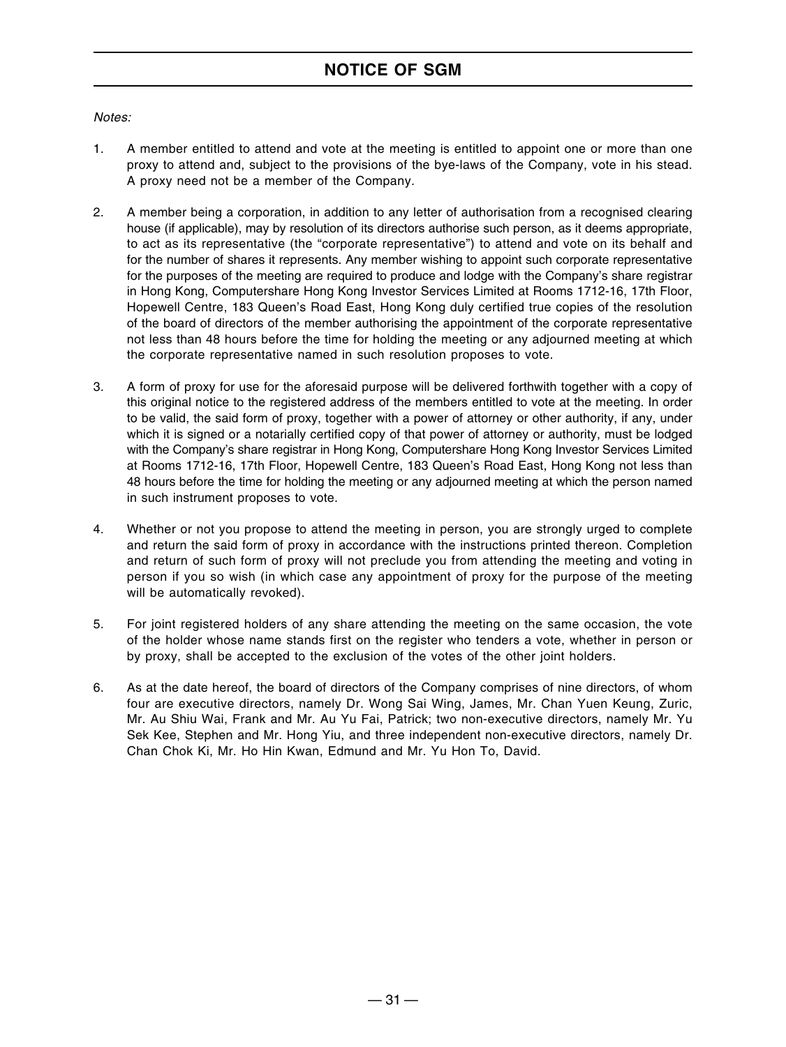# NOTICE OF SGM

*Notes:*

1. A member entitled to attend and vote at the meeting is entitled to appoint one or more than one proxy to attend and, subject to the provisions of the bye-laws of the Company, vote in his stead. A proxy need not be a member of the Company.

2. A member being a corporation, in addition to any letter of authorisation from a recognised clearing house (if applicable), may by resolution of its directors authorise such person, as it deems appropriate, to act as its representative (the "corporate representative") to attend and vote on its behalf and for the number of shares it represents. Any member wishing to appoint such corporate representative for the purposes of the meeting are required to produce and lodge with the Company's share registrar in Hong Kong, Computershare Hong Kong Investor Services Limited at Rooms 1712-16, 17th Floor, Hopewell Centre, 183 Queen's Road East, Hong Kong duly certified true copies of the resolution of the board of directors of the member authorising the appointment of the corporate representative not less than 48 hours before the time for holding the meeting or any adjourned meeting at which the corporate representative named in such resolution proposes to vote.

3. A form of proxy for use for the aforesaid purpose will be delivered forthwith together with a copy of this original notice to the registered address of the members entitled to vote at the meeting. In order to be valid, the said form of proxy, together with a power of attorney or other authority, if any, under which it is signed or a notarially certified copy of that power of attorney or authority, must be lodged with the Company's share registrar in Hong Kong, Computershare Hong Kong Investor Services Limited at Rooms 1712-16, 17th Floor, Hopewell Centre, 183 Queen's Road East, Hong Kong not less than 48 hours before the time for holding the meeting or any adjourned meeting at which the person named in such instrument proposes to vote.

4. Whether or not you propose to attend the meeting in person, you are strongly urged to complete and return the said form of proxy in accordance with the instructions printed thereon. Completion and return of such form of proxy will not preclude you from attending the meeting and voting in person if you so wish (in which case any appointment of proxy for the purpose of the meeting will be automatically revoked).

5. For joint registered holders of any share attending the meeting on the same occasion, the vote of the holder whose name stands first on the register who tenders a vote, whether in person or by proxy, shall be accepted to the exclusion of the votes of the other joint holders.

6. As at the date hereof, the board of directors of the Company comprises of nine directors, of whom four are executive directors, namely Dr. Wong Sai Wing, James, Mr. Chan Yuen Keung, Zuric, Mr. Au Shiu Wai, Frank and Mr. Au Yu Fai, Patrick; two non-executive directors, namely Mr. Yu Sek Kee, Stephen and Mr. Hong Yiu, and three independent non-executive directors, namely Dr. Chan Chok Ki, Mr. Ho Hin Kwan, Edmund and Mr. Yu Hon To, David.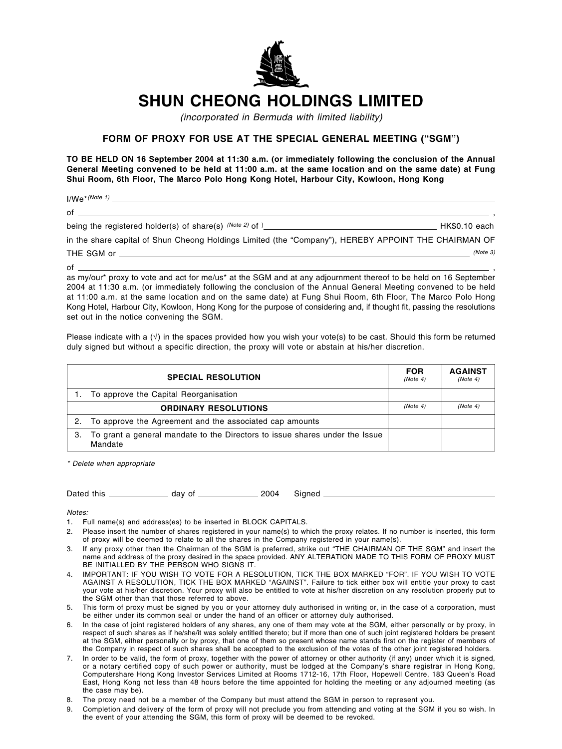# SHUN CHEONG HOLDINGS LIMITED

*(incorporated in Bermuda with limited liability)*

## FORM OF PROXY FOR USE AT THE SPECIAL GENERAL MEETING ("SGM")

**TO BE HELD ON 16 September 2004 at 11:30 a.m. (or immediately following the conclusion of the Annual General Meeting convened to be held at 11:00 a.m. at the same location and on the same date) at Fung Shui Room, 6th Floor, The Marco Polo Hong Kong Hotel, Harbour City, Kowloon, Hong Kong**

I/We* *(Note 1)* ____________________________________________

of ____________________________________________ ,

being the registered holder(s) of share(s) *(Note 2)* of ____________________ HK$0.10 each

in the share capital of Shun Cheong Holdings Limited (the "Company"), HEREBY APPOINT THE CHAIRMAN OF THE SGM or ____________________________________________ *(Note 3)*

of ____________________________________________ ,

as my/our* proxy to vote and act for me/us* at the SGM and at any adjournment thereof to be held on 16 September 2004 at 11:30 a.m. (or immediately following the conclusion of the Annual General Meeting convened to be held at 11:00 a.m. at the same location and on the same date) at Fung Shui Room, 6th Floor, The Marco Polo Hong Kong Hotel, Harbour City, Kowloon, Hong Kong for the purpose of considering and, if thought fit, passing the resolutions set out in the notice convening the SGM.

Please indicate with a (√) in the spaces provided how you wish your vote(s) to be cast. Should this form be returned duly signed but without a specific direction, the proxy will vote or abstain at his/her discretion.

| SPECIAL RESOLUTION | FOR *(Note 4)* | AGAINST *(Note 4)* |
|---|---|---|
| 1. To approve the Capital Reorganisation | | |
| **ORDINARY RESOLUTIONS** | *(Note 4)* | *(Note 4)* |
| 2. To approve the Agreement and the associated cap amounts | | |
| 3. To grant a general mandate to the Directors to issue shares under the Issue Mandate | | |

*\* Delete when appropriate*

Dated this ____________ day of ____________ 2004 Signed ____________________________

*Notes:*

1. Full name(s) and address(es) to be inserted in BLOCK CAPITALS.
2. Please insert the number of shares registered in your name(s) to which the proxy relates. If no number is inserted, this form of proxy will be deemed to relate to all the shares in the Company registered in your name(s).
3. If any proxy other than the Chairman of the SGM is preferred, strike out "THE CHAIRMAN OF THE SGM" and insert the name and address of the proxy desired in the space provided. ANY ALTERATION MADE TO THIS FORM OF PROXY MUST BE INITIALLED BY THE PERSON WHO SIGNS IT.
4. IMPORTANT: IF YOU WISH TO VOTE FOR A RESOLUTION, TICK THE BOX MARKED "FOR". IF YOU WISH TO VOTE AGAINST A RESOLUTION, TICK THE BOX MARKED "AGAINST". Failure to tick either box will entitle your proxy to cast your vote at his/her discretion. Your proxy will also be entitled to vote at his/her discretion on any resolution properly put to the SGM other than that those referred to above.
5. This form of proxy must be signed by you or your attorney duly authorised in writing or, in the case of a corporation, must be either under its common seal or under the hand of an officer or attorney duly authorised.
6. In the case of joint registered holders of any shares, any one of them may vote at the SGM, either personally or by proxy, in respect of such shares as if he/she/it was solely entitled thereto; but if more than one of such joint registered holders be present at the SGM, either personally or by proxy, that one of them so present whose name stands first on the register of members of the Company in respect of such shares shall be accepted to the exclusion of the votes of the other joint registered holders.
7. In order to be valid, the form of proxy, together with the power of attorney or other authority (if any) under which it is signed, or a notary certified copy of such power or authority, must be lodged at the Company's share registrar in Hong Kong, Computershare Hong Kong Investor Services Limited at Rooms 1712-16, 17th Floor, Hopewell Centre, 183 Queen's Road East, Hong Kong not less than 48 hours before the time appointed for holding the meeting or any adjourned meeting (as the case may be).
8. The proxy need not be a member of the Company but must attend the SGM in person to represent you.
9. Completion and delivery of the form of proxy will not preclude you from attending and voting at the SGM if you so wish. In the event of your attending the SGM, this form of proxy will be deemed to be revoked.